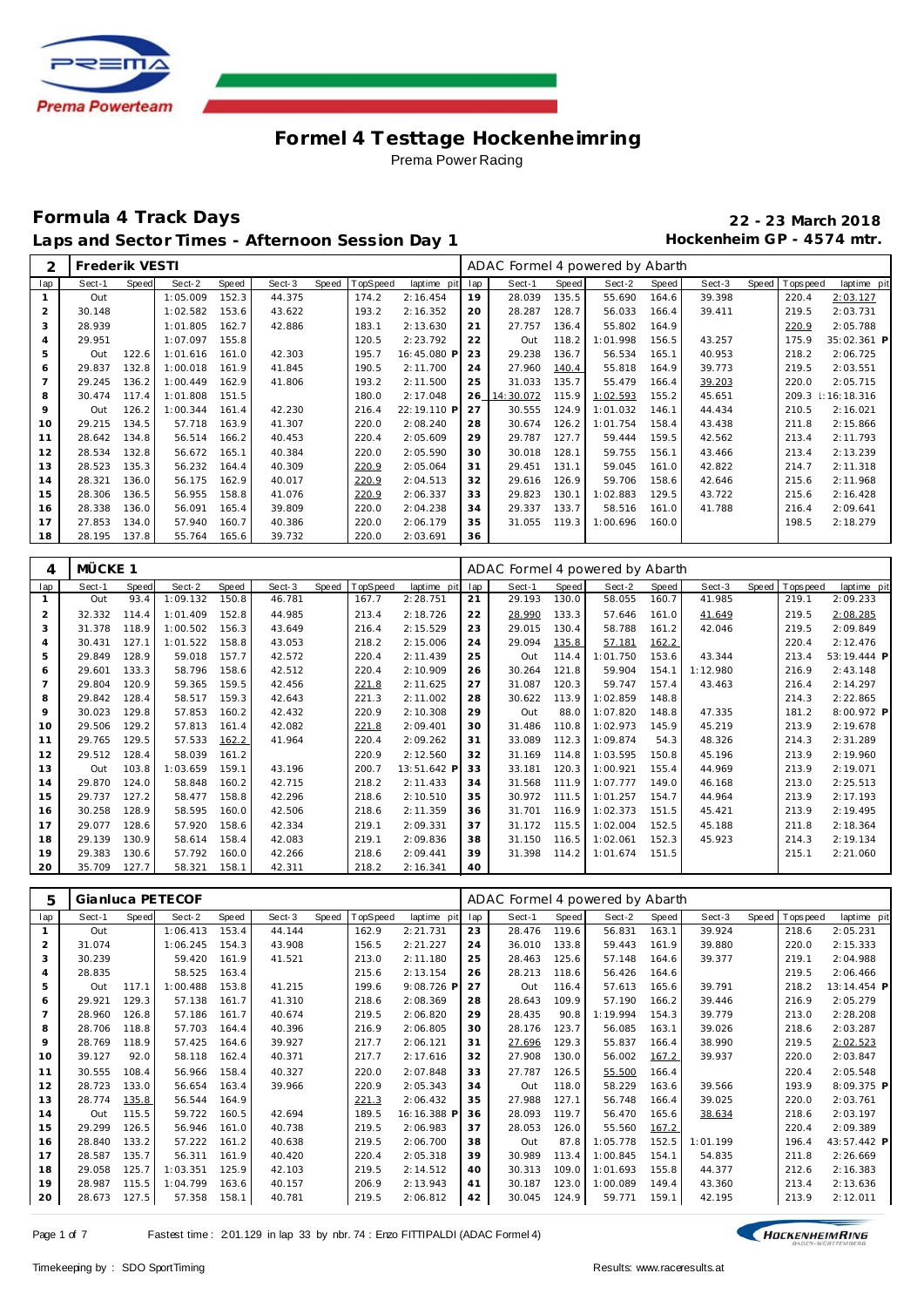# Formel 4 Testtage Hockenheimring

Prema Power Racing

## Formula 4 Track Days

**22 - 23 March 2018**

### Laps and Sector Times - Afternoon Session Day 1

**Hockenheim GP - 4574 mtr.**

| 2 | Frederik VESTI | | | | | | | | ADAC Formel 4 powered by Abarth | | | | | | | | | |
|---|---|---|---|---|---|---|---|---|---|---|---|---|---|---|---|---|---|---|
| lap | Sect-1 | Speed | Sect-2 | Speed | Sect-3 | Speed | TopSpeed | laptime pit | lap | Sect-1 | Speed | Sect-2 | Speed | Sect-3 | Speed | Topspeed | laptime pit |
| 1 | Out | | 1:05.009 | 152.3 | 44.375 | | 174.2 | 2:16.454 | 19 | 28.039 | 135.5 | 55.690 | 164.6 | 39.398 | | 220.4 | 2:03.127 |
| 2 | 30.148 | | 1:02.582 | 153.6 | 43.622 | | 193.2 | 2:16.352 | 20 | 28.287 | 128.7 | 56.033 | 166.4 | 39.411 | | 219.5 | 2:03.731 |
| 3 | 28.939 | | 1:01.805 | 162.7 | 42.886 | | 183.1 | 2:13.630 | 21 | 27.757 | 136.4 | 55.802 | 164.9 | | | 220.9 | 2:05.788 |
| 4 | 29.951 | | 1:07.097 | 155.8 | | | 120.5 | 2:23.792 | 22 | Out | 118.2 | 1:01.998 | 156.5 | 43.257 | | 175.9 | 35:02.361 P |
| 5 | Out | 122.6 | 1:01.616 | 161.0 | 42.303 | | 195.7 | 16:45.080 P | 23 | 29.238 | 136.7 | 56.534 | 165.1 | 40.953 | | 218.2 | 2:06.725 |
| 6 | 29.837 | 132.8 | 1:00.018 | 161.9 | 41.845 | | 190.5 | 2:11.700 | 24 | 27.960 | 140.4 | 55.818 | 164.9 | 39.773 | | 219.5 | 2:03.551 |
| 7 | 29.245 | 136.2 | 1:00.449 | 162.9 | 41.806 | | 193.2 | 2:11.500 | 25 | 31.033 | 135.7 | 55.479 | 166.4 | 39.203 | | 220.0 | 2:05.715 |
| 8 | 30.474 | 117.4 | 1:01.808 | 151.5 | | | 180.0 | 2:17.048 | 26 | 14:30.072 | 115.9 | 1:02.593 | 155.2 | 45.651 | | 209.3 | 1:16:18.316 |
| 9 | Out | 126.2 | 1:00.344 | 161.4 | 42.230 | | 216.4 | 22:19.110 P | 27 | 30.555 | 124.9 | 1:01.032 | 146.1 | 44.434 | | 210.5 | 2:16.021 |
| 10 | 29.215 | 134.5 | 57.718 | 163.9 | 41.307 | | 220.0 | 2:08.240 | 28 | 30.674 | 126.2 | 1:01.754 | 158.4 | 43.438 | | 211.8 | 2:15.866 |
| 11 | 28.642 | 134.8 | 56.514 | 166.2 | 40.453 | | 220.4 | 2:05.609 | 29 | 29.787 | 127.7 | 59.444 | 159.5 | 42.562 | | 213.4 | 2:11.793 |
| 12 | 28.534 | 132.8 | 56.672 | 165.1 | 40.384 | | 220.0 | 2:05.590 | 30 | 30.018 | 128.1 | 59.755 | 156.1 | 43.466 | | 213.4 | 2:13.239 |
| 13 | 28.523 | 135.3 | 56.232 | 164.4 | 40.309 | | 220.9 | 2:05.064 | 31 | 29.451 | 131.1 | 59.045 | 161.0 | 42.822 | | 214.7 | 2:11.318 |
| 14 | 28.321 | 136.0 | 56.175 | 162.9 | 40.017 | | 220.9 | 2:04.513 | 32 | 29.616 | 126.9 | 59.706 | 158.6 | 42.646 | | 215.6 | 2:11.968 |
| 15 | 28.306 | 136.5 | 56.955 | 158.8 | 41.076 | | 220.9 | 2:06.337 | 33 | 29.823 | 130.1 | 1:02.883 | 129.5 | 43.722 | | 215.6 | 2:16.428 |
| 16 | 28.338 | 136.0 | 56.091 | 165.4 | 39.809 | | 220.0 | 2:04.238 | 34 | 29.337 | 133.7 | 58.516 | 161.0 | 41.788 | | 216.4 | 2:09.641 |
| 17 | 27.853 | 134.0 | 57.940 | 160.7 | 40.386 | | 220.0 | 2:06.179 | 35 | 31.055 | 119.3 | 1:00.696 | 160.0 | | | 198.5 | 2:18.279 |
| 18 | 28.195 | 137.8 | 55.764 | 165.6 | 39.732 | | 220.0 | 2:03.691 | 36 | | | | | | | | |

| 4 | MÜCKE 1 | | | | | | | | ADAC Formel 4 powered by Abarth | | | | | | | | | |
|---|---|---|---|---|---|---|---|---|---|---|---|---|---|---|---|---|---|---|
| lap | Sect-1 | Speed | Sect-2 | Speed | Sect-3 | Speed | TopSpeed | laptime pit | lap | Sect-1 | Speed | Sect-2 | Speed | Sect-3 | Speed | Topspeed | laptime pit |
| 1 | Out | 93.4 | 1:09.132 | 150.8 | 46.781 | | 167.7 | 2:28.751 | 21 | 29.193 | 130.0 | 58.055 | 160.7 | 41.985 | | 219.1 | 2:09.233 |
| 2 | 32.332 | 114.4 | 1:01.409 | 152.8 | 44.985 | | 213.4 | 2:18.726 | 22 | 28.990 | 133.3 | 57.646 | 161.0 | 41.649 | | 219.5 | 2:08.285 |
| 3 | 31.378 | 118.9 | 1:00.502 | 156.3 | 43.649 | | 216.4 | 2:15.529 | 23 | 29.015 | 130.4 | 58.788 | 161.2 | 42.046 | | 219.5 | 2:09.849 |
| 4 | 30.431 | 127.1 | 1:01.522 | 158.8 | 43.053 | | 218.2 | 2:15.006 | 24 | 29.094 | 135.8 | 57.181 | 162.2 | | | 220.4 | 2:12.476 |
| 5 | 29.849 | 128.9 | 59.018 | 157.7 | 42.572 | | 220.4 | 2:11.439 | 25 | Out | 114.4 | 1:01.750 | 153.6 | 43.344 | | 213.4 | 53:19.444 P |
| 6 | 29.601 | 133.3 | 58.796 | 158.6 | 42.512 | | 220.4 | 2:10.909 | 26 | 30.264 | 121.8 | 59.904 | 154.1 | 1:12.980 | | 216.9 | 2:43.148 |
| 7 | 29.804 | 120.9 | 59.365 | 159.5 | 42.456 | | 221.8 | 2:11.625 | 27 | 31.087 | 120.3 | 59.747 | 157.4 | 43.463 | | 216.4 | 2:14.297 |
| 8 | 29.842 | 128.4 | 58.517 | 159.3 | 42.643 | | 221.3 | 2:11.002 | 28 | 30.622 | 113.9 | 1:02.859 | 148.8 | | | 214.3 | 2:22.865 |
| 9 | 30.023 | 129.8 | 57.853 | 160.2 | 42.432 | | 220.9 | 2:10.308 | 29 | Out | 88.0 | 1:07.820 | 148.8 | 47.335 | | 181.2 | 8:00.972 P |
| 10 | 29.506 | 129.2 | 57.813 | 161.4 | 42.082 | | 221.8 | 2:09.401 | 30 | 31.486 | 110.8 | 1:02.973 | 145.9 | 45.219 | | 213.9 | 2:19.678 |
| 11 | 29.765 | 129.5 | 57.533 | 162.2 | 41.964 | | 220.4 | 2:09.262 | 31 | 33.089 | 112.3 | 1:09.874 | 54.3 | 48.326 | | 214.3 | 2:31.289 |
| 12 | 29.512 | 128.4 | 58.039 | 161.2 | | | 220.9 | 2:12.560 | 32 | 31.169 | 114.8 | 1:03.595 | 150.8 | 45.196 | | 213.9 | 2:19.960 |
| 13 | Out | 103.8 | 1:03.659 | 159.1 | 43.196 | | 200.7 | 13:51.642 P | 33 | 33.181 | 120.3 | 1:00.921 | 155.4 | 44.969 | | 213.9 | 2:19.071 |
| 14 | 29.870 | 124.0 | 58.848 | 160.2 | 42.715 | | 218.2 | 2:11.433 | 34 | 31.568 | 111.9 | 1:07.777 | 149.0 | 46.168 | | 213.0 | 2:25.513 |
| 15 | 29.737 | 127.2 | 58.477 | 158.8 | 42.296 | | 218.6 | 2:10.510 | 35 | 30.972 | 111.5 | 1:01.257 | 154.7 | 44.964 | | 213.9 | 2:17.193 |
| 16 | 30.258 | 128.9 | 58.595 | 160.0 | 42.506 | | 218.6 | 2:11.359 | 36 | 31.701 | 116.9 | 1:02.373 | 151.5 | 45.421 | | 213.9 | 2:19.495 |
| 17 | 29.077 | 128.6 | 57.920 | 158.6 | 42.334 | | 219.1 | 2:09.331 | 37 | 31.172 | 115.5 | 1:02.004 | 152.5 | 45.188 | | 211.8 | 2:18.364 |
| 18 | 29.139 | 130.9 | 58.614 | 158.4 | 42.083 | | 219.1 | 2:09.836 | 38 | 31.150 | 116.5 | 1:02.061 | 152.3 | 45.923 | | 214.3 | 2:19.134 |
| 19 | 29.383 | 130.6 | 57.792 | 160.0 | 42.266 | | 218.6 | 2:09.441 | 39 | 31.398 | 114.2 | 1:01.674 | 151.5 | | | 215.1 | 2:21.060 |
| 20 | 35.709 | 127.7 | 58.321 | 158.1 | 42.311 | | 218.2 | 2:16.341 | 40 | | | | | | | | |

| 5 | Gianluca PETECOF | | | | | | | | ADAC Formel 4 powered by Abarth | | | | | | | | | |
|---|---|---|---|---|---|---|---|---|---|---|---|---|---|---|---|---|---|---|
| lap | Sect-1 | Speed | Sect-2 | Speed | Sect-3 | Speed | TopSpeed | laptime pit | lap | Sect-1 | Speed | Sect-2 | Speed | Sect-3 | Speed | Topspeed | laptime pit |
| 1 | Out | | 1:06.413 | 153.4 | 44.144 | | 162.9 | 2:21.731 | 23 | 28.476 | 119.6 | 56.831 | 163.1 | 39.924 | | 218.6 | 2:05.231 |
| 2 | 31.074 | | 1:06.245 | 154.3 | 43.908 | | 156.5 | 2:21.227 | 24 | 36.010 | 133.8 | 59.443 | 161.9 | 39.880 | | 220.0 | 2:15.333 |
| 3 | 30.239 | | 59.420 | 161.9 | 41.521 | | 213.0 | 2:11.180 | 25 | 28.463 | 125.6 | 57.148 | 164.6 | 39.377 | | 219.1 | 2:04.988 |
| 4 | 28.835 | | 58.525 | 163.4 | | | 215.6 | 2:13.154 | 26 | 28.213 | 118.6 | 56.426 | 164.6 | | | 219.5 | 2:06.466 |
| 5 | Out | 117.1 | 1:00.488 | 153.8 | 41.215 | | 199.6 | 9:08.726 P | 27 | Out | 116.4 | 57.613 | 165.6 | 39.791 | | 218.2 | 13:14.454 P |
| 6 | 29.921 | 129.3 | 57.138 | 161.7 | 41.310 | | 218.6 | 2:08.369 | 28 | 28.643 | 109.9 | 57.190 | 166.2 | 39.446 | | 216.9 | 2:05.279 |
| 7 | 28.960 | 126.8 | 57.186 | 161.7 | 40.674 | | 219.5 | 2:06.820 | 29 | 28.435 | 90.8 | 1:19.994 | 154.3 | 39.779 | | 213.0 | 2:28.208 |
| 8 | 28.706 | 118.8 | 57.703 | 164.4 | 40.396 | | 216.9 | 2:06.805 | 30 | 28.176 | 123.7 | 56.085 | 163.1 | 39.026 | | 218.6 | 2:03.287 |
| 9 | 28.769 | 118.9 | 57.425 | 164.6 | 39.927 | | 217.7 | 2:06.121 | 31 | 27.696 | 129.3 | 55.837 | 166.4 | 38.990 | | 219.5 | 2:02.523 |
| 10 | 39.127 | 92.0 | 58.118 | 162.4 | 40.371 | | 217.7 | 2:17.616 | 32 | 27.908 | 130.0 | 56.002 | 167.2 | 39.937 | | 220.0 | 2:03.847 |
| 11 | 30.555 | 108.4 | 56.966 | 158.4 | 40.327 | | 220.0 | 2:07.848 | 33 | 27.787 | 126.5 | 55.500 | 166.4 | | | 220.4 | 2:05.548 |
| 12 | 28.723 | 133.0 | 56.654 | 163.4 | 39.966 | | 220.9 | 2:05.343 | 34 | Out | 118.0 | 58.229 | 163.6 | 39.566 | | 193.9 | 8:09.375 P |
| 13 | 28.774 | 135.8 | 56.544 | 164.9 | | | 221.3 | 2:06.432 | 35 | 27.988 | 127.1 | 56.748 | 166.4 | 39.025 | | 220.0 | 2:03.761 |
| 14 | Out | 115.5 | 59.722 | 160.5 | 42.694 | | 189.5 | 16:16.388 P | 36 | 28.093 | 119.7 | 56.470 | 165.6 | 38.634 | | 218.6 | 2:03.197 |
| 15 | 29.299 | 126.5 | 56.946 | 161.0 | 40.738 | | 219.5 | 2:06.983 | 37 | 28.053 | 126.0 | 55.560 | 167.2 | | | 220.4 | 2:09.389 |
| 16 | 28.840 | 133.2 | 57.222 | 161.2 | 40.638 | | 219.5 | 2:06.700 | 38 | Out | 87.8 | 1:05.778 | 152.5 | 1:01.199 | | 196.4 | 43:57.442 P |
| 17 | 28.587 | 135.7 | 56.311 | 161.9 | 40.420 | | 220.4 | 2:05.318 | 39 | 30.989 | 113.4 | 1:00.845 | 154.1 | 54.835 | | 211.8 | 2:26.669 |
| 18 | 29.058 | 125.7 | 1:03.351 | 125.9 | 42.103 | | 219.5 | 2:14.512 | 40 | 30.313 | 109.0 | 1:01.693 | 155.8 | 44.377 | | 212.6 | 2:16.383 |
| 19 | 28.987 | 115.5 | 1:04.799 | 163.6 | 40.157 | | 206.9 | 2:13.943 | 41 | 30.187 | 123.0 | 1:00.089 | 149.4 | 43.360 | | 213.4 | 2:13.636 |
| 20 | 28.673 | 127.5 | 57.358 | 158.1 | 40.781 | | 219.5 | 2:06.812 | 42 | 30.045 | 124.9 | 59.771 | 159.1 | 42.195 | | 213.9 | 2:12.011 |

Fastest time : 2:01.129 in lap 33 by nbr. 74 : Enzo FITTIPALDI (ADAC Formel 4)

Timekeeping by : SDO SportTiming

Results: www.raceresults.at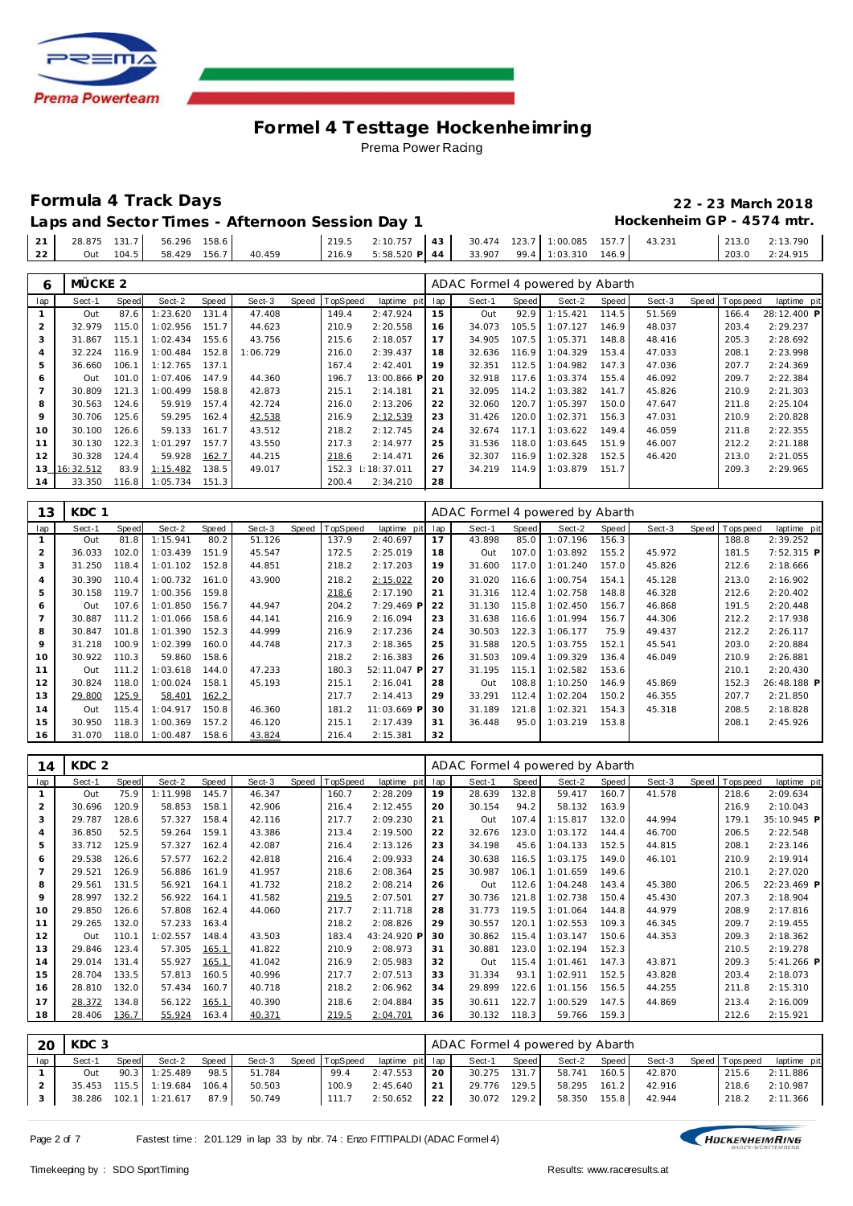# Formel 4 Testtage Hockenheimring

Prema Power Racing

## Formula 4 Track Days

**22 - 23 March 2018**

### Laps and Sector Times - Afternoon Session Day 1

**Hockenheim GP - 4574 mtr.**

| lap | Sect-1 | Speed | Sect-2 | Speed | Sect-3 | Speed | TopSpeed | laptime pit | lap | Sect-1 | Speed | Sect-2 | Speed | Sect-3 | Speed | Topspeed | laptime pit |
|---|---|---|---|---|---|---|---|---|---|---|---|---|---|---|---|---|---|
| 21 | 28.875 | 131.7 | 56.296 | 158.6 | | | 219.5 | 2:10.757 | 43 | 30.474 | 123.7 | 1:00.085 | 157.7 | 43.231 | | 213.0 | 2:13.790 |
| 22 | Out | 104.5 | 58.429 | 156.7 | 40.459 | | 216.9 | 5:58.520 P | 44 | 33.907 | 99.4 | 1:03.310 | 146.9 | | | 203.0 | 2:24.915 |

| 6 | MÜCKE 2 | | | | | | | | ADAC Formel 4 powered by Abarth | | | | | | | | |
|---|---|---|---|---|---|---|---|---|---|---|---|---|---|---|---|---|---|
| lap | Sect-1 | Speed | Sect-2 | Speed | Sect-3 | Speed | TopSpeed | laptime pit | lap | Sect-1 | Speed | Sect-2 | Speed | Sect-3 | Speed | Topspeed | laptime pit |
| 1 | Out | 87.6 | 1:23.620 | 131.4 | 47.408 | | 149.4 | 2:47.924 | 15 | Out | 92.9 | 1:15.421 | 114.5 | 51.569 | | 166.4 | 28:12.400 P |
| 2 | 32.979 | 115.0 | 1:02.956 | 151.7 | 44.623 | | 210.9 | 2:20.558 | 16 | 34.073 | 105.5 | 1:07.127 | 146.9 | 48.037 | | 203.4 | 2:29.237 |
| 3 | 31.867 | 115.1 | 1:02.434 | 155.6 | 43.756 | | 215.6 | 2:18.057 | 17 | 34.905 | 107.5 | 1:05.371 | 148.8 | 48.416 | | 205.3 | 2:28.692 |
| 4 | 32.224 | 116.9 | 1:00.484 | 152.8 | 1:06.729 | | 216.0 | 2:39.437 | 18 | 32.636 | 116.9 | 1:04.329 | 153.4 | 47.033 | | 208.1 | 2:23.998 |
| 5 | 36.660 | 106.1 | 1:12.765 | 137.1 | | | 167.4 | 2:42.401 | 19 | 32.351 | 112.5 | 1:04.982 | 147.3 | 47.036 | | 207.7 | 2:24.369 |
| 6 | Out | 101.0 | 1:07.406 | 147.9 | 44.360 | | 196.7 | 13:00.866 P | 20 | 32.918 | 117.6 | 1:03.374 | 155.4 | 46.092 | | 209.7 | 2:22.384 |
| 7 | 30.809 | 121.3 | 1:00.499 | 158.8 | 42.873 | | 215.1 | 2:14.181 | 21 | 32.095 | 114.2 | 1:03.382 | 141.7 | 45.826 | | 210.9 | 2:21.303 |
| 8 | 30.563 | 124.6 | 59.919 | 157.4 | 42.724 | | 216.0 | 2:13.206 | 22 | 32.060 | 120.7 | 1:05.397 | 150.0 | 47.647 | | 211.8 | 2:25.104 |
| 9 | 30.706 | 125.6 | 59.295 | 162.4 | 42.538 | | 216.9 | 2:12.539 | 23 | 31.426 | 120.0 | 1:02.371 | 156.3 | 47.031 | | 210.9 | 2:20.828 |
| 10 | 30.100 | 126.6 | 59.133 | 161.7 | 43.512 | | 218.2 | 2:12.745 | 24 | 32.674 | 117.1 | 1:03.622 | 149.4 | 46.059 | | 211.8 | 2:22.355 |
| 11 | 30.130 | 122.3 | 1:01.297 | 157.7 | 43.550 | | 217.3 | 2:14.977 | 25 | 31.536 | 118.0 | 1:03.645 | 151.9 | 46.007 | | 212.2 | 2:21.188 |
| 12 | 30.328 | 124.4 | 59.928 | 162.7 | 44.215 | | 218.6 | 2:14.471 | 26 | 32.307 | 116.9 | 1:02.328 | 152.5 | 46.420 | | 213.0 | 2:21.055 |
| 13 | 16:32.512 | 83.9 | 1:15.482 | 138.5 | 49.017 | | 152.3 | 1:18:37.011 | 27 | 34.219 | 114.9 | 1:03.879 | 151.7 | | | 209.3 | 2:29.965 |
| 14 | 33.350 | 116.8 | 1:05.734 | 151.3 | | | 200.4 | 2:34.210 | 28 | | | | | | | | |

| 13 | KDC 1 | | | | | | | | ADAC Formel 4 powered by Abarth | | | | | | | | |
|---|---|---|---|---|---|---|---|---|---|---|---|---|---|---|---|---|---|
| lap | Sect-1 | Speed | Sect-2 | Speed | Sect-3 | Speed | TopSpeed | laptime pit | lap | Sect-1 | Speed | Sect-2 | Speed | Sect-3 | Speed | Topspeed | laptime pit |
| 1 | Out | 81.8 | 1:15.941 | 80.2 | 51.126 | | 137.9 | 2:40.697 | 17 | 43.898 | 85.0 | 1:07.196 | 156.3 | | | 188.8 | 2:39.252 |
| 2 | 36.033 | 102.0 | 1:03.439 | 151.9 | 45.547 | | 172.5 | 2:25.019 | 18 | Out | 107.0 | 1:03.892 | 155.2 | 45.972 | | 181.5 | 7:52.315 P |
| 3 | 31.250 | 118.4 | 1:01.102 | 152.8 | 44.851 | | 218.2 | 2:17.203 | 19 | 31.600 | 117.0 | 1:01.240 | 157.0 | 45.826 | | 212.6 | 2:18.666 |
| 4 | 30.390 | 110.4 | 1:00.732 | 161.0 | 43.900 | | 218.2 | 2:15.022 | 20 | 31.020 | 116.6 | 1:00.754 | 154.1 | 45.128 | | 213.0 | 2:16.902 |
| 5 | 30.158 | 119.7 | 1:00.356 | 159.8 | | | 218.6 | 2:17.190 | 21 | 31.316 | 112.4 | 1:02.758 | 148.8 | 46.328 | | 212.6 | 2:20.402 |
| 6 | Out | 107.6 | 1:01.850 | 156.7 | 44.947 | | 204.2 | 7:29.469 P | 22 | 31.130 | 115.8 | 1:02.450 | 156.7 | 46.868 | | 191.5 | 2:20.448 |
| 7 | 30.887 | 111.2 | 1:01.066 | 158.6 | 44.141 | | 216.9 | 2:16.094 | 23 | 31.638 | 116.6 | 1:01.994 | 156.7 | 44.306 | | 212.2 | 2:17.938 |
| 8 | 30.847 | 101.8 | 1:01.390 | 152.3 | 44.999 | | 216.9 | 2:17.236 | 24 | 30.503 | 122.3 | 1:06.177 | 75.9 | 49.437 | | 212.2 | 2:26.117 |
| 9 | 31.218 | 100.9 | 1:02.399 | 160.0 | 44.748 | | 217.3 | 2:18.365 | 25 | 31.588 | 120.5 | 1:03.755 | 152.1 | 45.541 | | 203.0 | 2:20.884 |
| 10 | 30.922 | 110.3 | 59.860 | 158.6 | | | 218.2 | 2:16.383 | 26 | 31.503 | 109.4 | 1:09.329 | 136.4 | 46.049 | | 210.9 | 2:26.881 |
| 11 | Out | 111.2 | 1:03.618 | 144.0 | 47.233 | | 180.3 | 52:11.047 P | 27 | 31.195 | 115.1 | 1:02.582 | 153.6 | | | 210.1 | 2:20.430 |
| 12 | 30.824 | 118.0 | 1:00.024 | 158.1 | 45.193 | | 215.1 | 2:16.041 | 28 | Out | 108.8 | 1:10.250 | 146.9 | 45.869 | | 152.3 | 26:48.188 P |
| 13 | 29.800 | 125.9 | 58.401 | 162.2 | | | 217.7 | 2:14.413 | 29 | 33.291 | 112.4 | 1:02.204 | 150.2 | 46.355 | | 207.7 | 2:21.850 |
| 14 | Out | 115.4 | 1:04.917 | 150.8 | 46.360 | | 181.2 | 11:03.669 P | 30 | 31.189 | 121.8 | 1:02.321 | 154.3 | 45.318 | | 208.5 | 2:18.828 |
| 15 | 30.950 | 118.3 | 1:00.369 | 157.2 | 46.120 | | 215.1 | 2:17.439 | 31 | 36.448 | 95.0 | 1:03.219 | 153.8 | | | 208.1 | 2:45.926 |
| 16 | 31.070 | 118.0 | 1:00.487 | 158.6 | 43.824 | | 216.4 | 2:15.381 | 32 | | | | | | | | |

| 14 | KDC 2 | | | | | | | | ADAC Formel 4 powered by Abarth | | | | | | | | |
|---|---|---|---|---|---|---|---|---|---|---|---|---|---|---|---|---|---|
| lap | Sect-1 | Speed | Sect-2 | Speed | Sect-3 | Speed | TopSpeed | laptime pit | lap | Sect-1 | Speed | Sect-2 | Speed | Sect-3 | Speed | Topspeed | laptime pit |
| 1 | Out | 75.9 | 1:11.998 | 145.7 | 46.347 | | 160.7 | 2:28.209 | 19 | 28.639 | 132.8 | 59.417 | 160.7 | 41.578 | | 218.6 | 2:09.634 |
| 2 | 30.696 | 120.9 | 58.853 | 158.1 | 42.906 | | 216.4 | 2:12.455 | 20 | 30.154 | 94.2 | 58.132 | 163.9 | | | 216.9 | 2:10.043 |
| 3 | 29.787 | 128.6 | 57.327 | 158.4 | 42.116 | | 217.7 | 2:09.230 | 21 | Out | 107.4 | 1:15.817 | 132.0 | 44.994 | | 179.1 | 35:10.945 P |
| 4 | 36.850 | 52.5 | 59.264 | 159.1 | 43.386 | | 213.4 | 2:19.500 | 22 | 32.676 | 123.0 | 1:03.172 | 144.4 | 46.700 | | 206.5 | 2:22.548 |
| 5 | 33.712 | 125.9 | 57.327 | 162.4 | 42.087 | | 216.4 | 2:13.126 | 23 | 34.198 | 45.6 | 1:04.133 | 152.5 | 44.815 | | 208.1 | 2:23.146 |
| 6 | 29.538 | 126.6 | 57.577 | 162.2 | 42.818 | | 216.4 | 2:09.933 | 24 | 30.638 | 116.5 | 1:03.175 | 149.0 | 46.101 | | 210.9 | 2:19.914 |
| 7 | 29.521 | 126.9 | 56.886 | 161.9 | 41.957 | | 218.6 | 2:08.364 | 25 | 30.987 | 106.1 | 1:01.659 | 149.6 | | | 210.1 | 2:27.020 |
| 8 | 29.561 | 131.5 | 56.921 | 164.1 | 41.732 | | 218.2 | 2:08.214 | 26 | Out | 112.6 | 1:04.248 | 143.4 | 45.380 | | 206.5 | 22:23.469 P |
| 9 | 28.997 | 132.2 | 56.922 | 164.1 | 41.582 | | 219.5 | 2:07.501 | 27 | 30.736 | 121.8 | 1:02.738 | 150.4 | 45.430 | | 207.3 | 2:18.904 |
| 10 | 29.850 | 126.6 | 57.808 | 162.4 | 44.060 | | 217.7 | 2:11.718 | 28 | 31.773 | 119.5 | 1:01.064 | 144.8 | 44.979 | | 208.9 | 2:17.816 |
| 11 | 29.265 | 132.0 | 57.233 | 163.4 | | | 218.2 | 2:08.826 | 29 | 30.557 | 120.1 | 1:02.553 | 109.3 | 46.345 | | 209.7 | 2:19.455 |
| 12 | Out | 110.1 | 1:02.557 | 148.4 | 43.503 | | 183.4 | 43:24.920 P | 30 | 30.862 | 115.4 | 1:03.147 | 150.6 | 44.353 | | 209.3 | 2:18.362 |
| 13 | 29.846 | 123.4 | 57.305 | 165.1 | 41.822 | | 210.9 | 2:08.973 | 31 | 30.881 | 123.0 | 1:02.194 | 152.3 | | | 210.5 | 2:19.278 |
| 14 | 29.014 | 131.4 | 55.927 | 165.1 | 41.042 | | 216.9 | 2:05.983 | 32 | Out | 115.4 | 1:01.461 | 147.3 | 43.871 | | 209.3 | 5:41.266 P |
| 15 | 28.704 | 133.5 | 57.813 | 160.5 | 40.996 | | 217.7 | 2:07.513 | 33 | 31.334 | 93.1 | 1:02.911 | 152.5 | 43.828 | | 203.4 | 2:18.073 |
| 16 | 28.810 | 132.0 | 57.434 | 160.7 | 40.718 | | 218.2 | 2:06.962 | 34 | 29.899 | 122.6 | 1:01.156 | 156.5 | 44.255 | | 211.8 | 2:15.310 |
| 17 | 28.372 | 134.8 | 56.122 | 165.1 | 40.390 | | 218.6 | 2:04.884 | 35 | 30.611 | 122.7 | 1:00.529 | 147.5 | 44.869 | | 213.4 | 2:16.009 |
| 18 | 28.406 | 136.7 | 55.924 | 163.4 | 40.371 | | 219.5 | 2:04.701 | 36 | 30.132 | 118.3 | 59.766 | 159.3 | | | 212.6 | 2:15.921 |

| 20 | KDC 3 | | | | | | | | ADAC Formel 4 powered by Abarth | | | | | | | | |
|---|---|---|---|---|---|---|---|---|---|---|---|---|---|---|---|---|---|
| lap | Sect-1 | Speed | Sect-2 | Speed | Sect-3 | Speed | TopSpeed | laptime pit | lap | Sect-1 | Speed | Sect-2 | Speed | Sect-3 | Speed | Topspeed | laptime pit |
| 1 | Out | 90.3 | 1:25.489 | 98.5 | 51.784 | | 99.4 | 2:47.553 | 20 | 30.275 | 131.7 | 58.741 | 160.5 | 42.870 | | 215.6 | 2:11.886 |
| 2 | 35.453 | 115.5 | 1:19.684 | 106.4 | 50.503 | | 100.9 | 2:45.640 | 21 | 29.776 | 129.5 | 58.295 | 161.2 | 42.916 | | 218.6 | 2:10.987 |
| 3 | 38.286 | 102.1 | 1:21.617 | 87.9 | 50.749 | | 111.7 | 2:50.652 | 22 | 30.072 | 129.2 | 58.350 | 155.8 | 42.944 | | 218.2 | 2:11.366 |

Fastest time : 2:01.129 in lap 33 by nbr. 74 : Enzo FITTIPALDI (ADAC Formel 4)

Timekeeping by : SDO SportTiming

Results: www.raceresults.at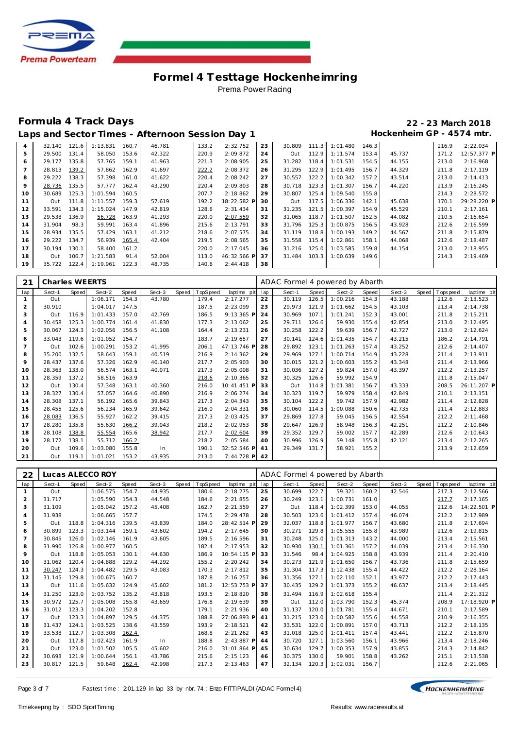# Formel 4 Testtage Hockenheimring

Prema Power Racing

## Formula 4 Track Days

**22 - 23 March 2018**

### Laps and Sector Times - Afternoon Session Day 1

**Hockenheim GP - 4574 mtr.**

| lap | Sect-1 | Speed | Sect-2 | Speed | Sect-3 | Speed | TopSpeed | laptime pit | lap | Sect-1 | Speed | Sect-2 | Speed | Sect-3 | Speed | Topspeed | laptime pit |
|---|---|---|---|---|---|---|---|---|---|---|---|---|---|---|---|---|---|
| 4 | 32.140 | 121.6 | 1:13.831 | 160.7 | 46.781 | | 133.2 | 2:32.752 | 23 | 30.809 | 111.3 | 1:01.480 | 146.3 | | | 216.9 | 2:22.034 |
| 5 | 29.500 | 131.4 | 58.050 | 153.6 | 42.322 | | 220.9 | 2:09.872 | 24 | Out | 112.9 | 1:11.574 | 153.4 | 45.737 | | 171.2 | 12:57.377 P |
| 6 | 29.177 | 135.8 | 57.765 | 159.1 | 41.963 | | 221.3 | 2:08.905 | 25 | 31.282 | 118.4 | 1:01.531 | 154.5 | 44.155 | | 213.0 | 2:16.968 |
| 7 | 28.813 | 139.2 | 57.862 | 162.9 | 41.697 | | 222.2 | 2:08.372 | 26 | 31.295 | 122.9 | 1:01.495 | 156.7 | 44.329 | | 211.8 | 2:17.119 |
| 8 | 29.222 | 138.3 | 57.398 | 161.0 | 41.622 | | 220.4 | 2:08.242 | 27 | 30.557 | 122.2 | 1:00.342 | 157.2 | 43.514 | | 213.0 | 2:14.413 |
| 9 | 28.736 | 135.5 | 57.777 | 162.4 | 43.290 | | 220.4 | 2:09.803 | 28 | 30.718 | 123.3 | 1:01.307 | 156.7 | 44.220 | | 213.9 | 2:16.245 |
| 10 | 30.689 | 125.3 | 1:01.594 | 160.5 | | | 207.7 | 2:18.862 | 29 | 30.807 | 125.4 | 1:09.540 | 155.8 | | | 214.3 | 2:28.572 |
| 11 | Out | 111.8 | 1:11.557 | 159.3 | 57.619 | | 192.2 | 18:22.582 P | 30 | Out | 117.5 | 1:06.336 | 142.1 | 45.638 | | 170.1 | 29:28.220 P |
| 12 | 33.591 | 134.3 | 1:15.024 | 147.9 | 42.819 | | 128.6 | 2:31.434 | 31 | 31.235 | 121.5 | 1:00.397 | 154.9 | 45.529 | | 210.1 | 2:17.161 |
| 13 | 29.538 | 136.9 | 56.728 | 163.9 | 41.293 | | 220.0 | 2:07.559 | 32 | 31.065 | 118.7 | 1:01.507 | 152.5 | 44.082 | | 210.5 | 2:16.654 |
| 14 | 31.904 | 98.3 | 59.991 | 163.4 | 41.896 | | 215.6 | 2:13.791 | 33 | 31.796 | 125.3 | 1:00.875 | 156.5 | 43.928 | | 212.6 | 2:16.599 |
| 15 | 28.934 | 135.5 | 57.429 | 163.1 | 41.212 | | 218.6 | 2:07.575 | 34 | 31.119 | 118.8 | 1:00.193 | 149.2 | 44.567 | | 211.8 | 2:15.879 |
| 16 | 29.222 | 134.7 | 56.939 | 165.4 | 42.404 | | 219.5 | 2:08.565 | 35 | 31.558 | 115.4 | 1:02.861 | 158.1 | 44.068 | | 212.6 | 2:18.487 |
| 17 | 30.194 | 130.1 | 58.400 | 161.2 | | | 220.0 | 2:17.045 | 36 | 31.216 | 125.0 | 1:03.585 | 159.8 | 44.154 | | 213.0 | 2:18.955 |
| 18 | Out | 106.7 | 1:21.583 | 91.4 | 52.004 | | 113.0 | 46:32.566 P | 37 | 31.484 | 103.3 | 1:00.639 | 149.6 | | | 214.3 | 2:19.469 |
| 19 | 35.722 | 122.4 | 1:19.961 | 122.3 | 48.735 | | 140.6 | 2:44.418 | 38 | | | | | | | | |

### 21 Charles WEERTS — ADAC Formel 4 powered by Abarth

| lap | Sect-1 | Speed | Sect-2 | Speed | Sect-3 | Speed | TopSpeed | laptime pit | lap | Sect-1 | Speed | Sect-2 | Speed | Sect-3 | Speed | Topspeed | laptime pit |
|---|---|---|---|---|---|---|---|---|---|---|---|---|---|---|---|---|---|
| 1 | Out | | 1:06.171 | 154.3 | 43.780 | | 179.4 | 2:17.277 | 22 | 30.119 | 126.5 | 1:00.216 | 154.3 | 43.188 | | 212.6 | 2:13.523 |
| 2 | 30.910 | | 1:04.017 | 147.5 | | | 187.5 | 2:23.099 | 23 | 29.973 | 121.9 | 1:01.662 | 154.5 | 43.103 | | 213.4 | 2:14.738 |
| 3 | Out | 116.9 | 1:01.433 | 157.0 | 42.769 | | 186.5 | 9:13.365 P | 24 | 30.969 | 107.1 | 1:01.241 | 152.3 | 43.001 | | 211.8 | 2:15.211 |
| 4 | 30.458 | 125.3 | 1:00.774 | 161.4 | 41.830 | | 177.3 | 2:13.062 | 25 | 29.711 | 126.6 | 59.930 | 155.4 | 42.854 | | 213.0 | 2:12.495 |
| 5 | 30.067 | 124.3 | 1:02.056 | 156.5 | 41.108 | | 164.4 | 2:13.231 | 26 | 30.258 | 122.2 | 59.639 | 156.7 | 42.727 | | 213.0 | 2:12.624 |
| 6 | 33.043 | 119.6 | 1:01.052 | 154.7 | | | 183.7 | 2:19.657 | 27 | 30.141 | 124.6 | 1:01.435 | 154.7 | 43.215 | | 186.2 | 2:14.791 |
| 7 | Out | 102.6 | 1:00.291 | 153.2 | 41.995 | | 206.1 | 47:13.746 P | 28 | 29.892 | 123.1 | 1:01.263 | 157.4 | 43.252 | | 212.6 | 2:14.407 |
| 8 | 35.200 | 132.5 | 58.643 | 159.1 | 40.519 | | 216.9 | 2:14.362 | 29 | 29.969 | 127.1 | 1:00.714 | 154.9 | 43.228 | | 211.4 | 2:13.911 |
| 9 | 28.437 | 137.6 | 57.326 | 162.9 | 40.140 | | 217.7 | 2:05.903 | 30 | 30.015 | 121.2 | 1:00.603 | 155.2 | 43.348 | | 211.4 | 2:13.966 |
| 10 | 28.363 | 133.0 | 56.574 | 163.1 | 40.071 | | 217.3 | 2:05.008 | 31 | 30.036 | 127.2 | 59.824 | 157.0 | 43.397 | | 212.2 | 2:13.257 |
| 11 | 28.359 | 137.2 | 58.516 | 163.9 | | | 218.6 | 2:10.365 | 32 | 30.325 | 126.6 | 59.992 | 154.9 | | | 211.8 | 2:15.047 |
| 12 | Out | 130.4 | 57.348 | 163.1 | 40.360 | | 216.0 | 10:41.451 P | 33 | Out | 114.8 | 1:01.381 | 156.7 | 43.333 | | 208.5 | 26:11.207 P |
| 13 | 28.327 | 130.4 | 57.057 | 164.6 | 40.890 | | 216.9 | 2:06.274 | 34 | 30.323 | 119.7 | 59.979 | 158.4 | 42.849 | | 210.1 | 2:13.151 |
| 14 | 28.308 | 137.1 | 56.192 | 165.6 | 39.843 | | 217.3 | 2:04.343 | 35 | 30.104 | 122.2 | 59.742 | 157.9 | 42.982 | | 211.4 | 2:12.828 |
| 15 | 28.455 | 125.6 | 56.234 | 165.9 | 39.642 | | 216.0 | 2:04.331 | 36 | 30.060 | 114.5 | 1:00.088 | 150.6 | 42.735 | | 211.4 | 2:12.883 |
| 16 | 28.083 | 136.5 | 55.927 | 162.2 | 39.415 | | 217.3 | 2:03.425 | 37 | 29.869 | 127.8 | 59.045 | 156.5 | 42.554 | | 212.2 | 2:11.468 |
| 17 | 28.280 | 135.8 | 55.630 | 166.2 | 39.043 | | 218.2 | 2:02.953 | 38 | 29.647 | 126.9 | 58.948 | 156.3 | 42.251 | | 212.2 | 2:10.846 |
| 18 | 28.108 | 138.8 | 55.554 | 165.6 | 38.942 | | 217.7 | 2:02.604 | 39 | 29.352 | 129.7 | 59.002 | 157.7 | 42.289 | | 212.6 | 2:10.643 |
| 19 | 28.172 | 138.1 | 55.712 | 166.2 | | | 218.2 | 2:05.584 | 40 | 30.996 | 126.9 | 59.148 | 155.8 | 42.121 | | 213.4 | 2:12.265 |
| 20 | Out | 109.6 | 1:03.080 | 155.8 | In | | 190.1 | 32:52.546 P | 41 | 29.349 | 131.7 | 58.921 | 155.2 | | | 213.9 | 2:12.659 |
| 21 | Out | 119.1 | 1:01.021 | 153.2 | 43.935 | | 213.0 | 7:44.728 P | 42 | | | | | | | | |

### 22 Lucas ALECCO ROY — ADAC Formel 4 powered by Abarth

| lap | Sect-1 | Speed | Sect-2 | Speed | Sect-3 | Speed | TopSpeed | laptime pit | lap | Sect-1 | Speed | Sect-2 | Speed | Sect-3 | Speed | Topspeed | laptime pit |
|---|---|---|---|---|---|---|---|---|---|---|---|---|---|---|---|---|---|
| 1 | Out | | 1:06.575 | 154.7 | 44.935 | | 180.6 | 2:18.275 | 25 | 30.699 | 122.7 | 59.321 | 160.2 | 42.546 | | 217.3 | 2:12.566 |
| 2 | 31.717 | | 1:05.590 | 154.3 | 44.548 | | 184.6 | 2:21.855 | 26 | 30.249 | 123.1 | 1:00.731 | 161.0 | | | 217.7 | 2:17.165 |
| 3 | 31.109 | | 1:05.042 | 157.2 | 45.408 | | 162.7 | 2:21.559 | 27 | Out | 118.4 | 1:02.399 | 153.0 | 44.055 | | 212.6 | 14:22.501 P |
| 4 | 31.938 | | 1:06.665 | 157.7 | | | 174.5 | 2:29.478 | 28 | 30.503 | 123.6 | 1:01.412 | 157.4 | 46.074 | | 212.2 | 2:17.989 |
| 5 | Out | 118.8 | 1:04.316 | 139.5 | 43.839 | | 184.0 | 28:42.514 P | 29 | 32.037 | 118.8 | 1:01.977 | 156.7 | 43.680 | | 211.8 | 2:17.694 |
| 6 | 30.899 | 123.3 | 1:03.144 | 159.1 | 43.602 | | 194.2 | 2:17.645 | 30 | 30.271 | 129.8 | 1:05.555 | 155.8 | 43.989 | | 212.6 | 2:19.815 |
| 7 | 30.845 | 126.0 | 1:02.146 | 161.9 | 43.605 | | 189.5 | 2:16.596 | 31 | 30.248 | 125.0 | 1:01.313 | 143.2 | 44.000 | | 213.4 | 2:15.561 |
| 8 | 31.990 | 126.8 | 1:00.977 | 160.5 | | | 182.4 | 2:17.953 | 32 | 30.930 | 130.1 | 1:01.361 | 157.2 | 44.039 | | 213.4 | 2:16.330 |
| 9 | Out | 118.8 | 1:05.053 | 130.1 | 44.630 | | 186.9 | 10:54.115 P | 33 | 31.546 | 98.4 | 1:04.925 | 158.8 | 43.939 | | 211.4 | 2:20.410 |
| 10 | 31.062 | 120.4 | 1:04.888 | 129.2 | 44.292 | | 155.2 | 2:20.242 | 34 | 30.273 | 121.9 | 1:01.650 | 156.7 | 43.736 | | 211.8 | 2:15.659 |
| 11 | 30.247 | 124.3 | 1:04.482 | 129.5 | 43.083 | | 170.3 | 2:17.812 | 35 | 31.304 | 117.3 | 1:12.438 | 155.4 | 44.422 | | 212.2 | 2:28.164 |
| 12 | 31.145 | 129.8 | 1:00.675 | 160.7 | | | 187.8 | 2:16.257 | 36 | 31.356 | 127.1 | 1:02.110 | 152.1 | 43.977 | | 212.2 | 2:17.443 |
| 13 | Out | 111.6 | 1:05.632 | 124.9 | 45.602 | | 181.2 | 12:53.753 P | 37 | 30.435 | 129.2 | 1:01.373 | 155.2 | 46.637 | | 213.4 | 2:18.445 |
| 14 | 31.250 | 123.0 | 1:03.752 | 135.2 | 43.818 | | 193.5 | 2:18.820 | 38 | 31.494 | 116.9 | 1:02.618 | 155.4 | | | 211.4 | 2:21.312 |
| 15 | 30.972 | 125.7 | 1:05.008 | 155.8 | 43.659 | | 176.8 | 2:19.639 | 39 | Out | 112.0 | 1:03.790 | 152.3 | 45.374 | | 208.9 | 17:18.920 P |
| 16 | 31.012 | 123.3 | 1:04.202 | 152.8 | | | 179.1 | 2:21.936 | 40 | 31.137 | 120.0 | 1:01.781 | 155.4 | 44.671 | | 210.1 | 2:17.589 |
| 17 | Out | 123.3 | 1:04.897 | 129.5 | 44.375 | | 188.8 | 27:06.893 P | 41 | 31.215 | 123.0 | 1:00.582 | 155.6 | 44.558 | | 210.9 | 2:16.355 |
| 18 | 31.437 | 124.1 | 1:03.525 | 138.6 | 43.559 | | 193.9 | 2:18.521 | 42 | 33.531 | 122.0 | 1:00.891 | 157.0 | 43.713 | | 212.2 | 2:18.135 |
| 19 | 33.538 | 112.7 | 1:03.308 | 162.4 | | | 168.8 | 2:21.262 | 43 | 31.018 | 125.0 | 1:01.411 | 157.4 | 43.441 | | 212.2 | 2:15.870 |
| 20 | Out | 117.8 | 1:02.423 | 161.9 | In | | 188.8 | 2:43.887 P | 44 | 30.720 | 127.1 | 1:03.560 | 156.1 | 43.966 | | 213.4 | 2:18.246 |
| 21 | Out | 123.0 | 1:01.502 | 105.5 | 45.602 | | 216.0 | 31:01.864 P | 45 | 30.634 | 129.7 | 1:00.353 | 157.9 | 43.855 | | 214.3 | 2:14.842 |
| 22 | 30.693 | 121.9 | 1:00.644 | 156.1 | 43.786 | | 215.6 | 2:15.123 | 46 | 30.375 | 130.0 | 59.901 | 158.8 | 43.262 | | 215.1 | 2:13.538 |
| 23 | 30.817 | 121.5 | 59.648 | 162.4 | 42.998 | | 217.3 | 2:13.463 | 47 | 32.134 | 120.3 | 1:02.031 | 156.7 | | | 212.6 | 2:21.065 |

Fastest time : 2:01.129 in lap 33 by nbr. 74 : Enzo FITTIPALDI (ADAC Formel 4)

Timekeeping by : SDO SportTiming

Results: www.raceresults.at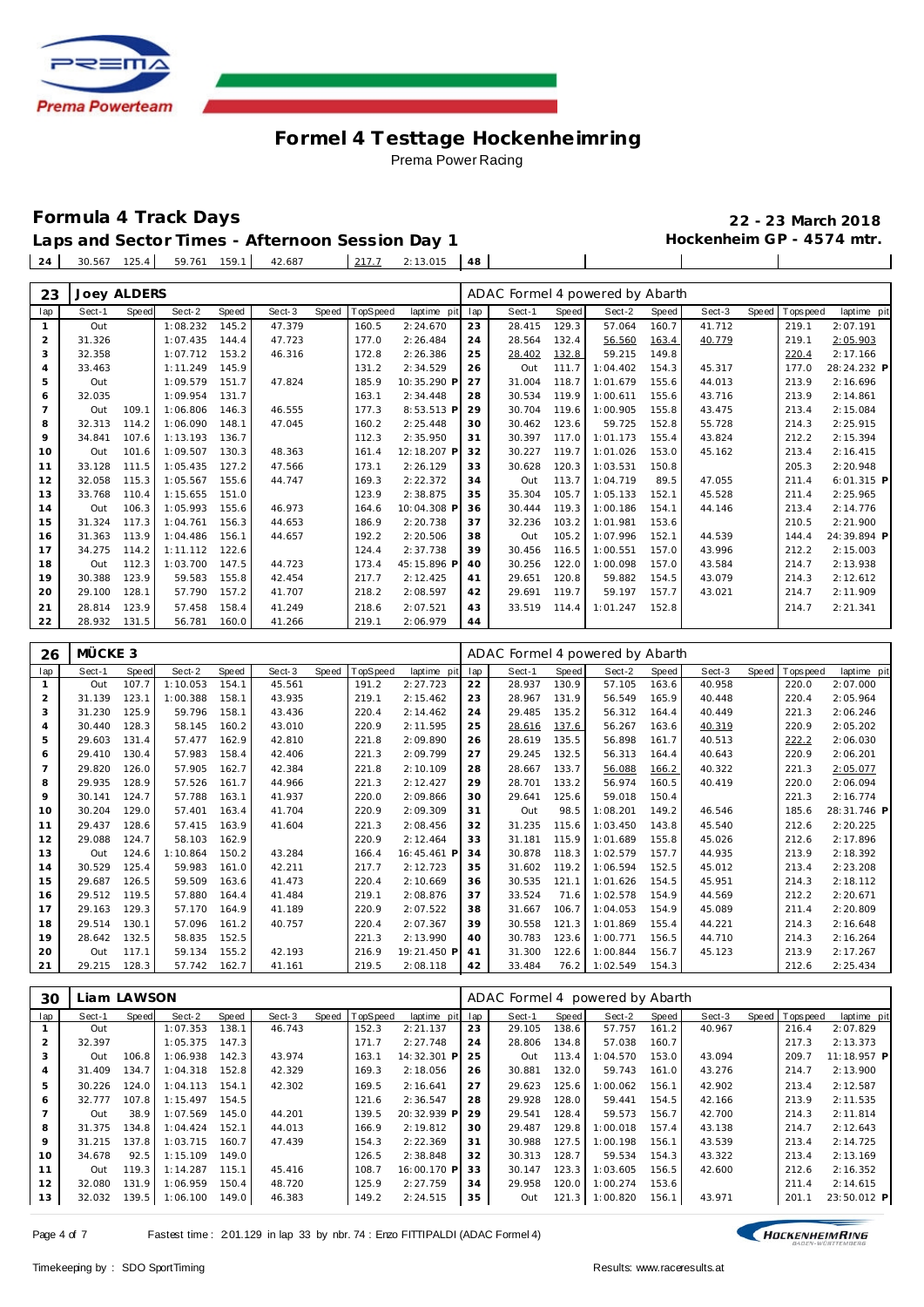# Formel 4 Testtage Hockenheimring

Prema Power Racing

## Formula 4 Track Days

**22 - 23 March 2018**

**Laps and Sector Times - Afternoon Session Day 1**

**Hockenheim GP - 4574 mtr.**

| lap | Sect-1 | Speed | Sect-2 | Speed | Sect-3 | Speed | TopSpeed | laptime pit | lap | Sect-1 | Speed | Sect-2 | Speed | Sect-3 | Speed | Topspeed | laptime pit |
|---|---|---|---|---|---|---|---|---|---|---|---|---|---|---|---|---|---|
| 24 | 30.567 | 125.4 | 59.761 | 159.1 | 42.687 | | 217.7 | 2:13.015 | 48 | | | | | | | | |

### 23 Joey ALDERS — ADAC Formel 4 powered by Abarth

| lap | Sect-1 | Speed | Sect-2 | Speed | Sect-3 | Speed | TopSpeed | laptime pit | lap | Sect-1 | Speed | Sect-2 | Speed | Sect-3 | Speed | Topspeed | laptime pit |
|---|---|---|---|---|---|---|---|---|---|---|---|---|---|---|---|---|---|
| 1 | Out | | 1:08.232 | 145.2 | 47.379 | | 160.5 | 2:24.670 | 23 | 28.415 | 129.3 | 57.064 | 160.7 | 41.712 | | 219.1 | 2:07.191 |
| 2 | 31.326 | | 1:07.435 | 144.4 | 47.723 | | 177.0 | 2:26.484 | 24 | 28.564 | 132.4 | 56.560 | 163.4 | 40.779 | | 219.1 | 2:05.903 |
| 3 | 32.358 | | 1:07.712 | 153.2 | 46.316 | | 172.8 | 2:26.386 | 25 | 28.402 | 132.8 | 59.215 | 149.8 | | | 220.4 | 2:17.166 |
| 4 | 33.463 | | 1:11.249 | 145.9 | | | 131.2 | 2:34.529 | 26 | Out | 111.7 | 1:04.402 | 154.3 | 45.317 | | 177.0 | 28:24.232 P |
| 5 | Out | | 1:09.579 | 151.7 | 47.824 | | 185.9 | 10:35.290 P | 27 | 31.004 | 118.7 | 1:01.679 | 155.6 | 44.013 | | 213.9 | 2:16.696 |
| 6 | 32.035 | | 1:09.954 | 131.7 | | | 163.1 | 2:34.448 | 28 | 30.534 | 119.9 | 1:00.611 | 155.6 | 43.716 | | 213.9 | 2:14.861 |
| 7 | Out | 109.1 | 1:06.806 | 146.3 | 46.555 | | 177.3 | 8:53.513 P | 29 | 30.704 | 119.6 | 1:00.905 | 155.8 | 43.475 | | 213.4 | 2:15.084 |
| 8 | 32.313 | 114.2 | 1:06.090 | 148.1 | 47.045 | | 160.2 | 2:25.448 | 30 | 30.462 | 123.6 | 59.725 | 152.8 | 55.728 | | 214.3 | 2:25.915 |
| 9 | 34.841 | 107.6 | 1:13.193 | 136.7 | | | 112.3 | 2:35.950 | 31 | 30.397 | 117.0 | 1:01.173 | 155.4 | 43.824 | | 212.2 | 2:15.394 |
| 10 | Out | 101.6 | 1:09.507 | 130.3 | 48.363 | | 161.4 | 12:18.207 P | 32 | 30.227 | 119.7 | 1:01.026 | 153.0 | 45.162 | | 213.4 | 2:16.415 |
| 11 | 33.128 | 111.5 | 1:05.435 | 127.2 | 47.566 | | 173.1 | 2:26.129 | 33 | 30.628 | 120.3 | 1:03.531 | 150.8 | | | 205.3 | 2:20.948 |
| 12 | 32.058 | 115.3 | 1:05.567 | 155.6 | 44.747 | | 169.3 | 2:22.372 | 34 | Out | 113.7 | 1:04.719 | 89.5 | 47.055 | | 211.4 | 6:01.315 P |
| 13 | 33.768 | 110.4 | 1:15.655 | 151.0 | | | 123.9 | 2:38.875 | 35 | 35.304 | 105.7 | 1:05.133 | 152.1 | 45.528 | | 211.4 | 2:25.965 |
| 14 | Out | 106.3 | 1:05.993 | 155.6 | 46.973 | | 164.6 | 10:04.308 P | 36 | 30.444 | 119.3 | 1:00.186 | 154.1 | 44.146 | | 213.4 | 2:14.776 |
| 15 | 31.324 | 117.3 | 1:04.761 | 156.3 | 44.653 | | 186.9 | 2:20.738 | 37 | 32.236 | 103.2 | 1:01.981 | 153.6 | | | 210.5 | 2:21.900 |
| 16 | 31.363 | 113.9 | 1:04.486 | 156.1 | 44.657 | | 192.2 | 2:20.506 | 38 | Out | 105.2 | 1:07.996 | 152.1 | 44.539 | | 144.4 | 24:39.894 P |
| 17 | 34.275 | 114.2 | 1:11.112 | 122.6 | | | 124.4 | 2:37.738 | 39 | 30.456 | 116.5 | 1:00.551 | 157.0 | 43.996 | | 212.2 | 2:15.003 |
| 18 | Out | 112.3 | 1:03.700 | 147.5 | 44.723 | | 173.4 | 45:15.896 P | 40 | 30.256 | 122.0 | 1:00.098 | 157.0 | 43.584 | | 214.7 | 2:13.938 |
| 19 | 30.388 | 123.9 | 59.583 | 155.8 | 42.454 | | 217.7 | 2:12.425 | 41 | 29.651 | 120.8 | 59.882 | 154.5 | 43.079 | | 214.3 | 2:12.612 |
| 20 | 29.100 | 128.1 | 57.790 | 157.2 | 41.707 | | 218.2 | 2:08.597 | 42 | 29.691 | 119.7 | 59.197 | 157.7 | 43.021 | | 214.7 | 2:11.909 |
| 21 | 28.814 | 123.9 | 57.458 | 158.4 | 41.249 | | 218.6 | 2:07.521 | 43 | 33.519 | 114.4 | 1:01.247 | 152.8 | | | 214.7 | 2:21.341 |
| 22 | 28.932 | 131.5 | 56.781 | 160.0 | 41.266 | | 219.1 | 2:06.979 | 44 | | | | | | | | |

### 26 MÜCKE 3 — ADAC Formel 4 powered by Abarth

| lap | Sect-1 | Speed | Sect-2 | Speed | Sect-3 | Speed | TopSpeed | laptime pit | lap | Sect-1 | Speed | Sect-2 | Speed | Sect-3 | Speed | Topspeed | laptime pit |
|---|---|---|---|---|---|---|---|---|---|---|---|---|---|---|---|---|---|
| 1 | Out | 107.7 | 1:10.053 | 154.1 | 45.561 | | 191.2 | 2:27.723 | 22 | 28.937 | 130.9 | 57.105 | 163.6 | 40.958 | | 220.0 | 2:07.000 |
| 2 | 31.139 | 123.1 | 1:00.388 | 158.1 | 43.935 | | 219.1 | 2:15.462 | 23 | 28.967 | 131.9 | 56.549 | 165.9 | 40.448 | | 220.4 | 2:05.964 |
| 3 | 31.230 | 125.9 | 59.796 | 158.1 | 43.436 | | 220.4 | 2:14.462 | 24 | 29.485 | 135.2 | 56.312 | 164.4 | 40.449 | | 221.3 | 2:06.246 |
| 4 | 30.440 | 128.3 | 58.145 | 160.2 | 43.010 | | 220.9 | 2:11.595 | 25 | 28.616 | 137.6 | 56.267 | 163.6 | 40.319 | | 220.9 | 2:05.202 |
| 5 | 29.603 | 131.4 | 57.477 | 162.9 | 42.810 | | 221.8 | 2:09.890 | 26 | 28.619 | 135.5 | 56.898 | 161.7 | 40.513 | | 222.2 | 2:06.030 |
| 6 | 29.410 | 130.4 | 57.983 | 158.4 | 42.406 | | 221.3 | 2:09.799 | 27 | 29.245 | 132.5 | 56.313 | 164.4 | 40.643 | | 220.9 | 2:06.201 |
| 7 | 29.820 | 126.0 | 57.905 | 162.7 | 42.384 | | 221.8 | 2:10.109 | 28 | 28.667 | 133.7 | 56.088 | 166.2 | 40.322 | | 221.3 | 2:05.077 |
| 8 | 29.935 | 128.9 | 57.526 | 161.7 | 44.966 | | 221.3 | 2:12.427 | 29 | 28.701 | 133.2 | 56.974 | 160.5 | 40.419 | | 220.0 | 2:06.094 |
| 9 | 30.141 | 124.7 | 57.788 | 163.1 | 41.937 | | 220.0 | 2:09.866 | 30 | 29.641 | 125.6 | 59.018 | 150.4 | | | 221.3 | 2:16.774 |
| 10 | 30.204 | 129.0 | 57.401 | 163.4 | 41.704 | | 220.9 | 2:09.309 | 31 | Out | 98.5 | 1:08.201 | 149.2 | 46.546 | | 185.6 | 28:31.746 P |
| 11 | 29.437 | 128.6 | 57.415 | 163.9 | 41.604 | | 221.3 | 2:08.456 | 32 | 31.235 | 115.6 | 1:03.450 | 143.8 | 45.540 | | 212.6 | 2:20.225 |
| 12 | 29.088 | 124.7 | 58.103 | 162.9 | | | 220.9 | 2:12.464 | 33 | 31.181 | 115.9 | 1:01.689 | 155.8 | 45.026 | | 212.6 | 2:17.896 |
| 13 | Out | 124.6 | 1:10.864 | 150.2 | 43.284 | | 166.4 | 16:45.461 P | 34 | 30.878 | 118.3 | 1:02.579 | 157.7 | 44.935 | | 213.9 | 2:18.392 |
| 14 | 30.529 | 125.4 | 59.983 | 161.0 | 42.211 | | 217.7 | 2:12.723 | 35 | 31.602 | 119.2 | 1:06.594 | 152.5 | 45.012 | | 213.4 | 2:23.208 |
| 15 | 29.687 | 126.5 | 59.509 | 163.6 | 41.473 | | 220.4 | 2:10.669 | 36 | 30.535 | 121.1 | 1:01.626 | 154.5 | 45.951 | | 214.3 | 2:18.112 |
| 16 | 29.512 | 119.5 | 57.880 | 164.4 | 41.484 | | 219.1 | 2:08.876 | 37 | 33.524 | 71.6 | 1:02.578 | 154.9 | 44.569 | | 212.2 | 2:20.671 |
| 17 | 29.163 | 129.3 | 57.170 | 164.9 | 41.189 | | 220.9 | 2:07.522 | 38 | 31.667 | 106.7 | 1:04.053 | 154.9 | 45.089 | | 211.4 | 2:20.809 |
| 18 | 29.514 | 130.1 | 57.096 | 161.2 | 40.757 | | 220.4 | 2:07.367 | 39 | 30.558 | 121.3 | 1:01.869 | 155.4 | 44.221 | | 214.3 | 2:16.648 |
| 19 | 28.642 | 132.5 | 58.835 | 152.5 | | | 221.3 | 2:13.990 | 40 | 30.783 | 123.6 | 1:00.771 | 156.5 | 44.710 | | 214.3 | 2:16.264 |
| 20 | Out | 117.1 | 59.134 | 155.2 | 42.193 | | 216.9 | 19:21.450 P | 41 | 31.300 | 122.6 | 1:00.844 | 156.7 | 45.123 | | 213.9 | 2:17.267 |
| 21 | 29.215 | 128.3 | 57.742 | 162.7 | 41.161 | | 219.5 | 2:08.118 | 42 | 33.484 | 76.2 | 1:02.549 | 154.3 | | | 212.6 | 2:25.434 |

### 30 Liam LAWSON — ADAC Formel 4 powered by Abarth

| lap | Sect-1 | Speed | Sect-2 | Speed | Sect-3 | Speed | TopSpeed | laptime pit | lap | Sect-1 | Speed | Sect-2 | Speed | Sect-3 | Speed | Topspeed | laptime pit |
|---|---|---|---|---|---|---|---|---|---|---|---|---|---|---|---|---|---|
| 1 | Out | | 1:07.353 | 138.1 | 46.743 | | 152.3 | 2:21.137 | 23 | 29.105 | 138.6 | 57.757 | 161.2 | 40.967 | | 216.4 | 2:07.829 |
| 2 | 32.397 | | 1:05.375 | 147.3 | | | 171.7 | 2:27.748 | 24 | 28.806 | 134.8 | 57.038 | 160.7 | | | 217.3 | 2:13.373 |
| 3 | Out | 106.8 | 1:06.938 | 142.3 | 43.974 | | 163.1 | 14:32.301 P | 25 | Out | 113.4 | 1:04.570 | 153.0 | 43.094 | | 209.7 | 11:18.957 P |
| 4 | 31.409 | 134.7 | 1:04.318 | 152.8 | 42.329 | | 169.3 | 2:18.056 | 26 | 30.881 | 132.0 | 59.743 | 161.0 | 43.276 | | 214.7 | 2:13.900 |
| 5 | 30.226 | 124.0 | 1:04.113 | 154.1 | 42.302 | | 169.5 | 2:16.641 | 27 | 29.623 | 125.6 | 1:00.062 | 156.1 | 42.902 | | 213.4 | 2:12.587 |
| 6 | 32.777 | 107.8 | 1:15.497 | 154.5 | | | 121.6 | 2:36.547 | 28 | 29.928 | 128.0 | 59.441 | 154.5 | 42.166 | | 213.9 | 2:11.535 |
| 7 | Out | 38.9 | 1:07.569 | 145.0 | 44.201 | | 139.5 | 20:32.939 P | 29 | 29.541 | 128.4 | 59.573 | 156.7 | 42.700 | | 214.3 | 2:11.814 |
| 8 | 31.375 | 134.8 | 1:04.424 | 152.1 | 44.013 | | 166.9 | 2:19.812 | 30 | 29.487 | 129.8 | 1:00.018 | 157.4 | 43.138 | | 214.7 | 2:12.643 |
| 9 | 31.215 | 137.8 | 1:03.715 | 160.7 | 47.439 | | 154.3 | 2:22.369 | 31 | 30.988 | 127.5 | 1:00.198 | 156.1 | 43.539 | | 213.4 | 2:14.725 |
| 10 | 34.678 | 92.5 | 1:15.109 | 149.0 | | | 126.5 | 2:38.848 | 32 | 30.313 | 128.7 | 59.534 | 154.3 | 43.322 | | 213.4 | 2:13.169 |
| 11 | Out | 119.3 | 1:14.287 | 115.1 | 45.416 | | 108.7 | 16:00.170 P | 33 | 30.147 | 123.3 | 1:03.605 | 156.5 | 42.600 | | 212.6 | 2:16.352 |
| 12 | 32.080 | 131.9 | 1:06.959 | 150.4 | 48.720 | | 125.9 | 2:27.759 | 34 | 29.958 | 120.0 | 1:00.274 | 153.6 | | | 211.4 | 2:14.615 |
| 13 | 32.032 | 139.5 | 1:06.100 | 149.0 | 46.383 | | 149.2 | 2:24.515 | 35 | Out | 121.3 | 1:00.820 | 156.1 | 43.971 | | 201.1 | 23:50.012 P |

Fastest time : 2:01.129 in lap 33 by nbr. 74 : Enzo FITTIPALDI (ADAC Formel 4)

Timekeeping by : SDO SportTiming

Results: www.raceresults.at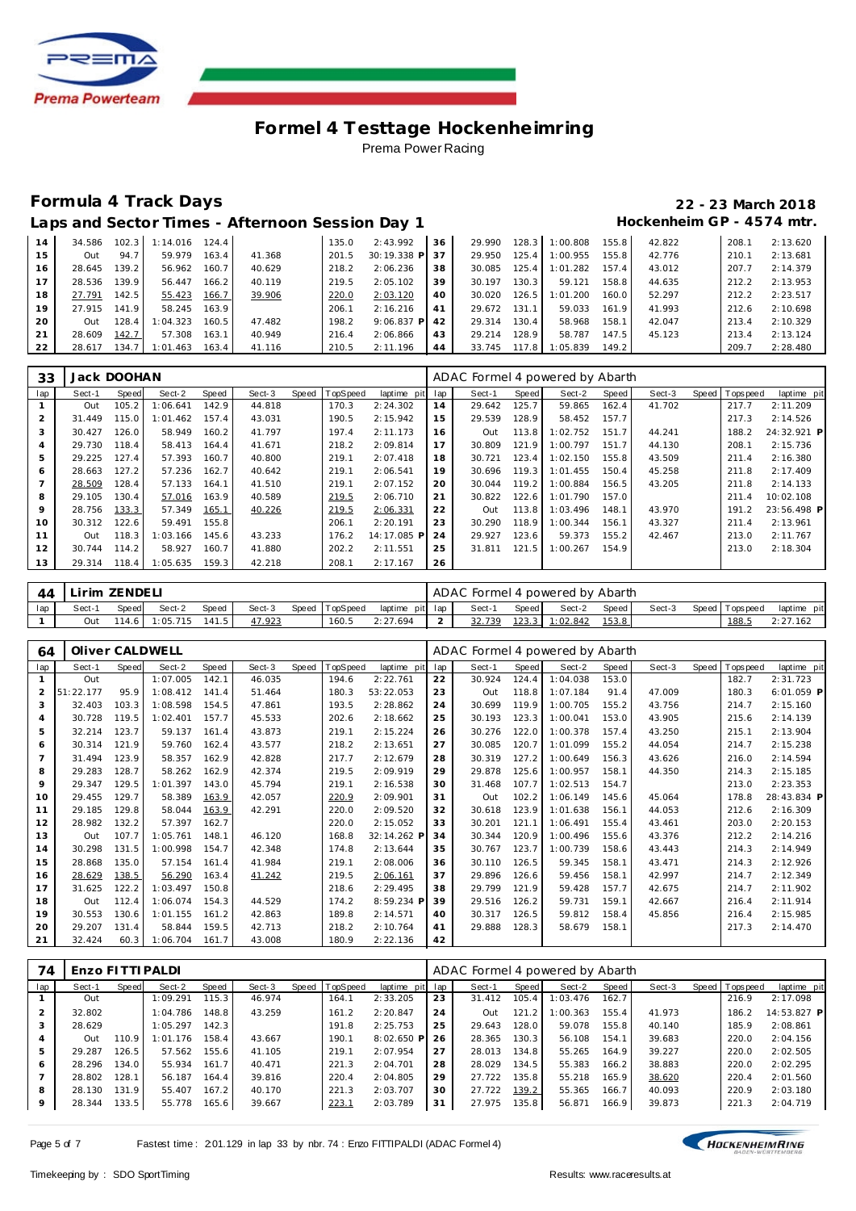# Formel 4 Testtage Hockenheimring

Prema Power Racing

## Formula 4 Track Days

**22 - 23 March 2018**

### Laps and Sector Times - Afternoon Session Day 1

**Hockenheim GP - 4574 mtr.**

| lap | Sect-1 | Speed | Sect-2 | Speed | Sect-3 | Speed | TopSpeed | laptime pit | lap | Sect-1 | Speed | Sect-2 | Speed | Sect-3 | Speed | Topspeed | laptime pit |
|---|---|---|---|---|---|---|---|---|---|---|---|---|---|---|---|---|---|
| 14 | 34.586 | 102.3 | 1:14.016 | 124.4 | | | 135.0 | 2:43.992 | 36 | 29.990 | 128.3 | 1:00.808 | 155.8 | 42.822 | | 208.1 | 2:13.620 |
| 15 | Out | 94.7 | 59.979 | 163.4 | 41.368 | | 201.5 | 30:19.338 P | 37 | 29.950 | 125.4 | 1:00.955 | 155.8 | 42.776 | | 210.1 | 2:13.681 |
| 16 | 28.645 | 139.2 | 56.962 | 160.7 | 40.629 | | 218.2 | 2:06.236 | 38 | 30.085 | 125.4 | 1:01.282 | 157.4 | 43.012 | | 207.7 | 2:14.379 |
| 17 | 28.536 | 139.9 | 56.447 | 166.2 | 40.119 | | 219.5 | 2:05.102 | 39 | 30.197 | 130.3 | 59.121 | 158.8 | 44.635 | | 212.2 | 2:13.953 |
| 18 | 27.791 | 142.5 | 55.423 | 166.7 | 39.906 | | 220.0 | 2:03.120 | 40 | 30.020 | 126.5 | 1:01.200 | 160.0 | 52.297 | | 212.2 | 2:23.517 |
| 19 | 27.915 | 141.9 | 58.245 | 163.9 | | | 206.1 | 2:16.216 | 41 | 29.672 | 131.1 | 59.033 | 161.9 | 41.993 | | 212.6 | 2:10.698 |
| 20 | Out | 128.4 | 1:04.323 | 160.5 | 47.482 | | 198.2 | 9:06.837 P | 42 | 29.314 | 130.4 | 58.968 | 158.1 | 42.047 | | 213.4 | 2:10.329 |
| 21 | 28.609 | 142.7 | 57.308 | 163.1 | 40.949 | | 216.4 | 2:06.866 | 43 | 29.214 | 128.9 | 58.787 | 147.5 | 45.123 | | 213.4 | 2:13.124 |
| 22 | 28.617 | 134.7 | 1:01.463 | 163.4 | 41.116 | | 210.5 | 2:11.196 | 44 | 33.745 | 117.8 | 1:05.839 | 149.2 | | | 209.7 | 2:28.480 |

**33 Jack DOOHAN** — ADAC Formel 4 powered by Abarth

| lap | Sect-1 | Speed | Sect-2 | Speed | Sect-3 | Speed | TopSpeed | laptime pit | lap | Sect-1 | Speed | Sect-2 | Speed | Sect-3 | Speed | Topspeed | laptime pit |
|---|---|---|---|---|---|---|---|---|---|---|---|---|---|---|---|---|---|
| 1 | Out | 105.2 | 1:06.641 | 142.9 | 44.818 | | 170.3 | 2:24.302 | 14 | 29.642 | 125.7 | 59.865 | 162.4 | 41.702 | | 217.7 | 2:11.209 |
| 2 | 31.449 | 115.0 | 1:01.462 | 157.4 | 43.031 | | 190.5 | 2:15.942 | 15 | 29.539 | 128.9 | 58.452 | 157.7 | | | 217.3 | 2:14.526 |
| 3 | 30.427 | 126.0 | 58.949 | 160.2 | 41.797 | | 197.4 | 2:11.173 | 16 | Out | 113.8 | 1:02.752 | 151.7 | 44.241 | | 188.2 | 24:32.921 P |
| 4 | 29.730 | 118.4 | 58.413 | 164.4 | 41.671 | | 218.2 | 2:09.814 | 17 | 30.809 | 121.9 | 1:00.797 | 151.7 | 44.130 | | 208.1 | 2:15.736 |
| 5 | 29.225 | 127.4 | 57.393 | 160.7 | 40.800 | | 219.1 | 2:07.418 | 18 | 30.721 | 123.4 | 1:02.150 | 155.8 | 43.509 | | 211.4 | 2:16.380 |
| 6 | 28.663 | 127.2 | 57.236 | 162.7 | 40.642 | | 219.1 | 2:06.541 | 19 | 30.696 | 119.3 | 1:01.455 | 150.4 | 45.258 | | 211.8 | 2:17.409 |
| 7 | 28.509 | 128.4 | 57.133 | 164.1 | 41.510 | | 219.1 | 2:07.152 | 20 | 30.044 | 119.2 | 1:00.884 | 156.5 | 43.205 | | 211.8 | 2:14.133 |
| 8 | 29.105 | 130.4 | 57.016 | 163.9 | 40.589 | | 219.5 | 2:06.710 | 21 | 30.822 | 122.6 | 1:01.790 | 157.0 | | | 211.4 | 10:02.108 |
| 9 | 28.756 | 133.3 | 57.349 | 165.1 | 40.226 | | 219.5 | 2:06.331 | 22 | Out | 113.8 | 1:03.496 | 148.1 | 43.970 | | 191.2 | 23:56.498 P |
| 10 | 30.312 | 122.6 | 59.491 | 155.8 | | | 206.1 | 2:20.191 | 23 | 30.290 | 118.9 | 1:00.344 | 156.1 | 43.327 | | 211.4 | 2:13.961 |
| 11 | Out | 118.3 | 1:03.166 | 145.6 | 43.233 | | 176.2 | 14:17.085 P | 24 | 29.927 | 123.6 | 59.373 | 155.2 | 42.467 | | 213.0 | 2:11.767 |
| 12 | 30.744 | 114.2 | 58.927 | 160.7 | 41.880 | | 202.2 | 2:11.551 | 25 | 31.811 | 121.5 | 1:00.267 | 154.9 | | | 213.0 | 2:18.304 |
| 13 | 29.314 | 118.4 | 1:05.635 | 159.3 | 42.218 | | 208.1 | 2:17.167 | 26 | | | | | | | | |

**44 Lirim ZENDELI** — ADAC Formel 4 powered by Abarth

| lap | Sect-1 | Speed | Sect-2 | Speed | Sect-3 | Speed | TopSpeed | laptime pit | lap | Sect-1 | Speed | Sect-2 | Speed | Sect-3 | Speed | Topspeed | laptime pit |
|---|---|---|---|---|---|---|---|---|---|---|---|---|---|---|---|---|---|
| 1 | Out | 114.6 | 1:05.715 | 141.5 | 47.923 | | 160.5 | 2:27.694 | 2 | 32.739 | 123.3 | 1:02.842 | 153.8 | | | 188.5 | 2:27.162 |

**64 Oliver CALDWELL** — ADAC Formel 4 powered by Abarth

| lap | Sect-1 | Speed | Sect-2 | Speed | Sect-3 | Speed | TopSpeed | laptime pit | lap | Sect-1 | Speed | Sect-2 | Speed | Sect-3 | Speed | Topspeed | laptime pit |
|---|---|---|---|---|---|---|---|---|---|---|---|---|---|---|---|---|---|
| 1 | Out | | 1:07.005 | 142.1 | 46.035 | | 194.6 | 2:22.761 | 22 | 30.924 | 124.4 | 1:04.038 | 153.0 | | | 182.7 | 2:31.723 |
| 2 | 51:22.177 | 95.9 | 1:08.412 | 141.4 | 51.464 | | 180.3 | 53:22.053 | 23 | Out | 118.8 | 1:07.184 | 91.4 | 47.009 | | 180.3 | 6:01.059 P |
| 3 | 32.403 | 103.3 | 1:08.598 | 154.5 | 47.861 | | 193.5 | 2:28.862 | 24 | 30.699 | 119.9 | 1:00.705 | 155.2 | 43.756 | | 214.7 | 2:15.160 |
| 4 | 30.728 | 119.5 | 1:02.401 | 157.7 | 45.533 | | 202.6 | 2:18.662 | 25 | 30.193 | 123.3 | 1:00.041 | 153.0 | 43.905 | | 215.6 | 2:14.139 |
| 5 | 32.214 | 123.7 | 59.137 | 161.4 | 43.873 | | 219.1 | 2:15.224 | 26 | 30.276 | 122.0 | 1:00.378 | 157.4 | 43.250 | | 215.1 | 2:13.904 |
| 6 | 30.314 | 121.9 | 59.760 | 162.4 | 43.577 | | 218.2 | 2:13.651 | 27 | 30.085 | 120.7 | 1:01.099 | 155.2 | 44.054 | | 214.7 | 2:15.238 |
| 7 | 31.494 | 123.9 | 58.357 | 162.9 | 42.828 | | 217.7 | 2:12.679 | 28 | 30.319 | 127.2 | 1:00.649 | 156.3 | 43.626 | | 216.0 | 2:14.594 |
| 8 | 29.283 | 128.7 | 58.262 | 162.9 | 42.374 | | 219.5 | 2:09.919 | 29 | 29.878 | 125.6 | 1:00.957 | 158.1 | 44.350 | | 214.3 | 2:15.185 |
| 9 | 29.347 | 129.5 | 1:01.397 | 143.0 | 45.794 | | 219.1 | 2:16.538 | 30 | 31.468 | 107.7 | 1:02.513 | 154.7 | | | 213.0 | 2:23.353 |
| 10 | 29.455 | 129.7 | 58.389 | 163.9 | 42.057 | | 220.9 | 2:09.901 | 31 | Out | 102.2 | 1:06.149 | 145.6 | 45.064 | | 178.8 | 28:43.834 P |
| 11 | 29.185 | 129.8 | 58.044 | 163.9 | 42.291 | | 220.0 | 2:09.520 | 32 | 30.618 | 123.9 | 1:01.638 | 156.1 | 44.053 | | 212.6 | 2:16.309 |
| 12 | 28.982 | 132.2 | 57.397 | 162.7 | | | 220.0 | 2:15.052 | 33 | 30.201 | 121.1 | 1:06.491 | 155.4 | 43.461 | | 203.0 | 2:20.153 |
| 13 | Out | 107.7 | 1:05.761 | 148.1 | 46.120 | | 168.8 | 32:14.262 P | 34 | 30.344 | 120.9 | 1:00.496 | 155.6 | 43.376 | | 212.2 | 2:14.216 |
| 14 | 30.298 | 131.5 | 1:00.998 | 154.7 | 42.348 | | 174.8 | 2:13.644 | 35 | 30.767 | 123.7 | 1:00.739 | 158.6 | 43.443 | | 214.3 | 2:14.949 |
| 15 | 28.868 | 135.0 | 57.154 | 161.4 | 41.984 | | 219.1 | 2:08.006 | 36 | 30.110 | 126.5 | 59.345 | 158.1 | 43.471 | | 214.3 | 2:12.926 |
| 16 | 28.629 | 138.5 | 56.290 | 163.4 | 41.242 | | 219.5 | 2:06.161 | 37 | 29.896 | 126.6 | 59.456 | 158.1 | 42.997 | | 214.7 | 2:12.349 |
| 17 | 31.625 | 122.2 | 1:03.497 | 150.8 | | | 218.6 | 2:29.495 | 38 | 29.799 | 121.9 | 59.428 | 157.7 | 42.675 | | 214.7 | 2:11.902 |
| 18 | Out | 112.4 | 1:06.074 | 154.3 | 44.529 | | 174.2 | 8:59.234 P | 39 | 29.516 | 126.2 | 59.731 | 159.1 | 42.667 | | 216.4 | 2:11.914 |
| 19 | 30.553 | 130.6 | 1:01.155 | 161.2 | 42.863 | | 189.8 | 2:14.571 | 40 | 30.317 | 126.5 | 59.812 | 158.4 | 45.856 | | 216.4 | 2:15.985 |
| 20 | 29.207 | 131.4 | 58.844 | 159.5 | 42.713 | | 218.2 | 2:10.764 | 41 | 29.888 | 128.3 | 58.679 | 158.1 | | | 217.3 | 2:14.470 |
| 21 | 32.424 | 60.3 | 1:06.704 | 161.7 | 43.008 | | 180.9 | 2:22.136 | 42 | | | | | | | | |

**74 Enzo FITTIPALDI** — ADAC Formel 4 powered by Abarth

| lap | Sect-1 | Speed | Sect-2 | Speed | Sect-3 | Speed | TopSpeed | laptime pit | lap | Sect-1 | Speed | Sect-2 | Speed | Sect-3 | Speed | Topspeed | laptime pit |
|---|---|---|---|---|---|---|---|---|---|---|---|---|---|---|---|---|---|
| 1 | Out | | 1:09.291 | 115.3 | 46.974 | | 164.1 | 2:33.205 | 23 | 31.412 | 105.4 | 1:03.476 | 162.7 | | | 216.9 | 2:17.098 |
| 2 | 32.802 | | 1:04.786 | 148.8 | 43.259 | | 161.2 | 2:20.847 | 24 | Out | 121.2 | 1:00.363 | 155.4 | 41.973 | | 186.2 | 14:53.827 P |
| 3 | 28.629 | | 1:05.297 | 142.3 | | | 191.8 | 2:25.753 | 25 | 29.643 | 128.0 | 59.078 | 155.8 | 40.140 | | 185.9 | 2:08.861 |
| 4 | Out | 110.9 | 1:01.176 | 158.4 | 43.667 | | 190.1 | 8:02.650 P | 26 | 28.365 | 130.3 | 56.108 | 154.1 | 39.683 | | 220.0 | 2:04.156 |
| 5 | 29.287 | 126.5 | 57.562 | 155.6 | 41.105 | | 219.1 | 2:07.954 | 27 | 28.013 | 134.8 | 55.265 | 164.9 | 39.227 | | 220.0 | 2:02.505 |
| 6 | 28.296 | 134.0 | 55.934 | 161.7 | 40.471 | | 221.3 | 2:04.701 | 28 | 28.029 | 134.5 | 55.383 | 166.2 | 38.883 | | 220.0 | 2:02.295 |
| 7 | 28.802 | 128.1 | 56.187 | 164.4 | 39.816 | | 220.4 | 2:04.805 | 29 | 27.722 | 135.8 | 55.218 | 165.9 | 38.620 | | 220.4 | 2:01.560 |
| 8 | 28.130 | 131.9 | 55.407 | 167.2 | 40.170 | | 221.3 | 2:03.707 | 30 | 27.722 | 139.2 | 55.365 | 166.7 | 40.093 | | 220.9 | 2:03.180 |
| 9 | 28.344 | 133.5 | 55.778 | 165.6 | 39.667 | | 223.1 | 2:03.789 | 31 | 27.975 | 135.8 | 56.871 | 166.9 | 39.873 | | 221.3 | 2:04.719 |

Fastest time : 2:01.129 in lap 33 by nbr. 74 : Enzo FITTIPALDI (ADAC Formel 4)

Timekeeping by : SDO SportTiming

Results: www.raceresults.at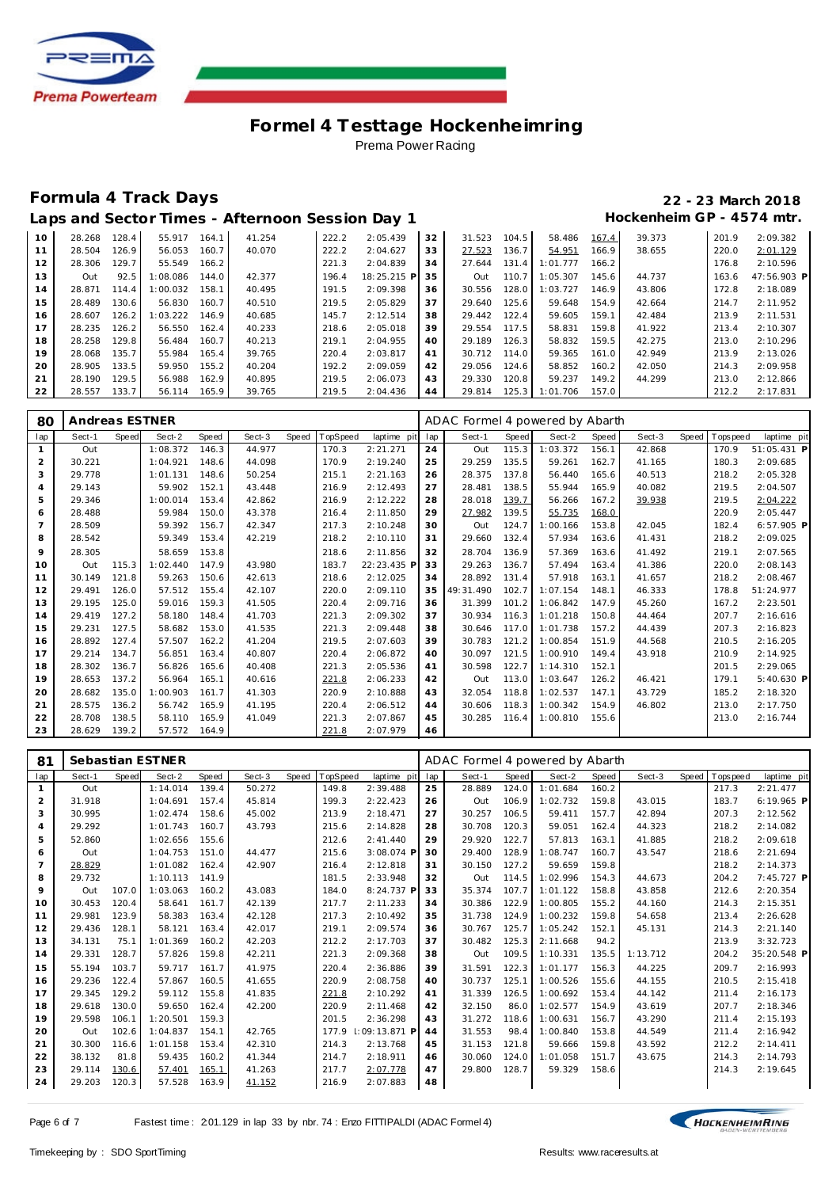# Formel 4 Testtage Hockenheimring

Prema Power Racing

## Formula 4 Track Days

22 - 23 March 2018

### Laps and Sector Times - Afternoon Session Day 1

Hockenheim GP - 4574 mtr.

| lap | Sect-1 | Speed | Sect-2 | Speed | Sect-3 | Speed | TopSpeed | laptime pit | lap | Sect-1 | Speed | Sect-2 | Speed | Sect-3 | Speed | Topspeed | laptime pit |
|---|---|---|---|---|---|---|---|---|---|---|---|---|---|---|---|---|---|
| 10 | 28.268 | 128.4 | 55.917 | 164.1 | 41.254 | | 222.2 | 2:05.439 | 32 | 31.523 | 104.5 | 58.486 | 167.4 | 39.373 | | 201.9 | 2:09.382 |
| 11 | 28.504 | 126.9 | 56.053 | 160.7 | 40.070 | | 222.2 | 2:04.627 | 33 | 27.523 | 136.7 | 54.951 | 166.9 | 38.655 | | 220.0 | 2:01.129 |
| 12 | 28.306 | 129.7 | 55.549 | 166.2 | | | 221.3 | 2:04.839 | 34 | 27.644 | 131.4 | 1:01.777 | 166.2 | | | 176.8 | 2:10.596 |
| 13 | Out | 92.5 | 1:08.086 | 144.0 | 42.377 | | 196.4 | 18:25.215 P | 35 | Out | 110.7 | 1:05.307 | 145.6 | 44.737 | | 163.6 | 47:56.903 P |
| 14 | 28.871 | 114.4 | 1:00.032 | 158.1 | 40.495 | | 191.5 | 2:09.398 | 36 | 30.556 | 128.0 | 1:03.727 | 146.9 | 43.806 | | 172.8 | 2:18.089 |
| 15 | 28.489 | 130.6 | 56.830 | 160.7 | 40.510 | | 219.5 | 2:05.829 | 37 | 29.640 | 125.6 | 59.648 | 154.9 | 42.664 | | 214.7 | 2:11.952 |
| 16 | 28.607 | 126.2 | 1:03.222 | 146.9 | 40.685 | | 145.7 | 2:12.514 | 38 | 29.442 | 122.4 | 59.605 | 159.1 | 42.484 | | 213.9 | 2:11.531 |
| 17 | 28.235 | 126.2 | 56.550 | 162.4 | 40.233 | | 218.6 | 2:05.018 | 39 | 29.554 | 117.5 | 58.831 | 159.8 | 41.922 | | 213.4 | 2:10.307 |
| 18 | 28.258 | 129.8 | 56.484 | 160.7 | 40.213 | | 219.1 | 2:04.955 | 40 | 29.189 | 126.3 | 58.832 | 159.5 | 42.275 | | 213.0 | 2:10.296 |
| 19 | 28.068 | 135.7 | 55.984 | 165.4 | 39.765 | | 220.4 | 2:03.817 | 41 | 30.712 | 114.0 | 59.365 | 161.0 | 42.949 | | 213.9 | 2:13.026 |
| 20 | 28.905 | 133.5 | 59.950 | 155.2 | 40.204 | | 192.2 | 2:09.059 | 42 | 29.056 | 124.6 | 58.852 | 160.2 | 42.050 | | 214.3 | 2:09.958 |
| 21 | 28.190 | 129.5 | 56.988 | 162.9 | 40.895 | | 219.5 | 2:06.073 | 43 | 29.330 | 120.8 | 59.237 | 149.2 | 44.299 | | 213.0 | 2:12.866 |
| 22 | 28.557 | 133.7 | 56.114 | 165.9 | 39.765 | | 219.5 | 2:04.436 | 44 | 29.814 | 125.3 | 1:01.706 | 157.0 | | | 212.2 | 2:17.831 |

**80 Andreas ESTNER** — ADAC Formel 4 powered by Abarth

| lap | Sect-1 | Speed | Sect-2 | Speed | Sect-3 | Speed | TopSpeed | laptime pit | lap | Sect-1 | Speed | Sect-2 | Speed | Sect-3 | Speed | Topspeed | laptime pit |
|---|---|---|---|---|---|---|---|---|---|---|---|---|---|---|---|---|---|
| 1 | Out | | 1:08.372 | 146.3 | 44.977 | | 170.3 | 2:21.271 | 24 | Out | 115.3 | 1:03.372 | 156.1 | 42.868 | | 170.9 | 51:05.431 P |
| 2 | 30.221 | | 1:04.921 | 148.6 | 44.098 | | 170.9 | 2:19.240 | 25 | 29.259 | 135.5 | 59.261 | 162.7 | 41.165 | | 180.3 | 2:09.685 |
| 3 | 29.778 | | 1:01.131 | 148.6 | 50.254 | | 215.1 | 2:21.163 | 26 | 28.375 | 137.8 | 56.440 | 165.6 | 40.513 | | 218.2 | 2:05.328 |
| 4 | 29.143 | | 59.902 | 152.1 | 43.448 | | 216.9 | 2:12.493 | 27 | 28.481 | 138.5 | 55.944 | 165.9 | 40.082 | | 219.5 | 2:04.507 |
| 5 | 29.346 | | 1:00.014 | 153.4 | 42.862 | | 216.9 | 2:12.222 | 28 | 28.018 | 139.7 | 56.266 | 167.2 | 39.938 | | 219.5 | 2:04.222 |
| 6 | 28.488 | | 59.984 | 150.0 | 43.378 | | 216.4 | 2:11.850 | 29 | 27.982 | 139.5 | 55.735 | 168.0 | | | 220.9 | 2:05.447 |
| 7 | 28.509 | | 59.392 | 156.7 | 42.347 | | 217.3 | 2:10.248 | 30 | Out | 124.7 | 1:00.166 | 153.8 | 42.045 | | 182.4 | 6:57.905 P |
| 8 | 28.542 | | 59.349 | 153.4 | 42.219 | | 218.2 | 2:10.110 | 31 | 29.660 | 132.4 | 57.934 | 163.6 | 41.431 | | 218.2 | 2:09.025 |
| 9 | 28.305 | | 58.659 | 153.8 | | | 218.6 | 2:11.856 | 32 | 28.704 | 136.9 | 57.369 | 163.6 | 41.492 | | 219.1 | 2:07.565 |
| 10 | Out | 115.3 | 1:02.440 | 147.9 | 43.980 | | 183.7 | 22:23.435 P | 33 | 29.263 | 136.7 | 57.494 | 163.4 | 41.386 | | 220.0 | 2:08.143 |
| 11 | 30.149 | 121.8 | 59.263 | 150.6 | 42.613 | | 218.6 | 2:12.025 | 34 | 28.892 | 131.4 | 57.918 | 163.1 | 41.657 | | 218.2 | 2:08.467 |
| 12 | 29.491 | 126.0 | 57.512 | 155.4 | 42.107 | | 220.0 | 2:09.110 | 35 | 49:31.490 | 102.7 | 1:07.154 | 148.1 | 46.333 | | 178.8 | 51:24.977 |
| 13 | 29.195 | 125.0 | 59.016 | 159.3 | 41.505 | | 220.4 | 2:09.716 | 36 | 31.399 | 101.2 | 1:06.842 | 147.9 | 45.260 | | 167.2 | 2:23.501 |
| 14 | 29.419 | 127.2 | 58.180 | 148.4 | 41.703 | | 221.3 | 2:09.302 | 37 | 30.934 | 116.3 | 1:01.218 | 150.8 | 44.464 | | 207.7 | 2:16.616 |
| 15 | 29.231 | 127.5 | 58.682 | 153.0 | 41.535 | | 221.3 | 2:09.448 | 38 | 30.646 | 117.0 | 1:01.738 | 157.2 | 44.439 | | 207.3 | 2:16.823 |
| 16 | 28.892 | 127.4 | 57.507 | 162.2 | 41.204 | | 219.5 | 2:07.603 | 39 | 30.783 | 121.2 | 1:00.854 | 151.9 | 44.568 | | 210.5 | 2:16.205 |
| 17 | 29.214 | 134.7 | 56.851 | 163.4 | 40.807 | | 220.4 | 2:06.872 | 40 | 30.097 | 121.5 | 1:00.910 | 149.4 | 43.918 | | 210.9 | 2:14.925 |
| 18 | 28.302 | 136.7 | 56.826 | 165.6 | 40.408 | | 221.3 | 2:05.536 | 41 | 30.598 | 122.7 | 1:14.310 | 152.1 | | | 201.5 | 2:29.065 |
| 19 | 28.653 | 137.2 | 56.964 | 165.1 | 40.616 | | 221.8 | 2:06.233 | 42 | Out | 113.0 | 1:03.647 | 126.2 | 46.421 | | 179.1 | 5:40.630 P |
| 20 | 28.682 | 135.0 | 1:00.903 | 161.7 | 41.303 | | 220.9 | 2:10.888 | 43 | 32.054 | 118.8 | 1:02.537 | 147.1 | 43.729 | | 185.2 | 2:18.320 |
| 21 | 28.575 | 136.2 | 56.742 | 165.9 | 41.195 | | 220.4 | 2:06.512 | 44 | 30.606 | 118.3 | 1:00.342 | 154.9 | 46.802 | | 213.0 | 2:17.750 |
| 22 | 28.708 | 138.5 | 58.110 | 165.9 | 41.049 | | 221.3 | 2:07.867 | 45 | 30.285 | 116.4 | 1:00.810 | 155.6 | | | 213.0 | 2:16.744 |
| 23 | 28.629 | 139.2 | 57.572 | 164.9 | | | 221.8 | 2:07.979 | 46 | | | | | | | | |

**81 Sebastian ESTNER** — ADAC Formel 4 powered by Abarth

| lap | Sect-1 | Speed | Sect-2 | Speed | Sect-3 | Speed | TopSpeed | laptime pit | lap | Sect-1 | Speed | Sect-2 | Speed | Sect-3 | Speed | Topspeed | laptime pit |
|---|---|---|---|---|---|---|---|---|---|---|---|---|---|---|---|---|---|
| 1 | Out | | 1:14.014 | 139.4 | 50.272 | | 149.8 | 2:39.488 | 25 | 28.889 | 124.0 | 1:01.684 | 160.2 | | | 217.3 | 2:21.477 |
| 2 | 31.918 | | 1:04.691 | 157.4 | 45.814 | | 199.3 | 2:22.423 | 26 | Out | 106.9 | 1:02.732 | 159.8 | 43.015 | | 183.7 | 6:19.965 P |
| 3 | 30.995 | | 1:02.474 | 158.6 | 45.002 | | 213.9 | 2:18.471 | 27 | 30.257 | 106.5 | 59.411 | 157.7 | 42.894 | | 207.3 | 2:12.562 |
| 4 | 29.292 | | 1:01.743 | 160.7 | 43.793 | | 215.6 | 2:14.828 | 28 | 30.708 | 120.3 | 59.051 | 162.4 | 44.323 | | 218.2 | 2:14.082 |
| 5 | 52.860 | | 1:02.656 | 155.6 | | | 212.6 | 2:41.440 | 29 | 29.920 | 122.7 | 57.813 | 163.1 | 41.885 | | 218.2 | 2:09.618 |
| 6 | Out | | 1:04.753 | 151.0 | 44.477 | | 215.6 | 3:08.074 P | 30 | 29.400 | 128.9 | 1:08.747 | 160.7 | 43.547 | | 218.6 | 2:21.694 |
| 7 | 28.829 | | 1:01.082 | 162.4 | 42.907 | | 216.4 | 2:12.818 | 31 | 30.150 | 127.2 | 59.659 | 159.8 | | | 218.2 | 2:14.373 |
| 8 | 29.732 | | 1:10.113 | 141.9 | | | 181.5 | 2:33.948 | 32 | Out | 114.5 | 1:02.996 | 154.3 | 44.673 | | 204.2 | 7:45.727 P |
| 9 | Out | 107.0 | 1:03.063 | 160.2 | 43.083 | | 184.0 | 8:24.737 P | 33 | 35.374 | 107.7 | 1:01.122 | 158.8 | 43.858 | | 212.6 | 2:20.354 |
| 10 | 30.453 | 120.4 | 58.641 | 161.7 | 42.139 | | 217.7 | 2:11.233 | 34 | 30.386 | 122.9 | 1:00.805 | 155.2 | 44.160 | | 214.3 | 2:15.351 |
| 11 | 29.981 | 123.9 | 58.383 | 163.4 | 42.128 | | 217.3 | 2:10.492 | 35 | 31.738 | 124.9 | 1:00.232 | 159.8 | 54.658 | | 213.4 | 2:26.628 |
| 12 | 29.436 | 128.1 | 58.121 | 163.4 | 42.017 | | 219.1 | 2:09.574 | 36 | 30.767 | 125.7 | 1:05.242 | 152.1 | 45.131 | | 214.3 | 2:21.140 |
| 13 | 34.131 | 75.1 | 1:01.369 | 160.2 | 42.203 | | 212.2 | 2:17.703 | 37 | 30.482 | 125.3 | 2:11.668 | 94.2 | | | 213.9 | 3:32.723 |
| 14 | 29.331 | 128.7 | 57.826 | 159.8 | 42.211 | | 221.3 | 2:09.368 | 38 | Out | 109.5 | 1:10.331 | 135.5 | 1:13.712 | | 204.2 | 35:20.548 P |
| 15 | 55.194 | 103.7 | 59.717 | 161.7 | 41.975 | | 220.4 | 2:36.886 | 39 | 31.591 | 122.3 | 1:01.177 | 156.3 | 44.225 | | 209.7 | 2:16.993 |
| 16 | 29.236 | 122.4 | 57.867 | 160.5 | 41.655 | | 220.9 | 2:08.758 | 40 | 30.737 | 125.1 | 1:00.526 | 155.6 | 44.155 | | 210.5 | 2:15.418 |
| 17 | 29.345 | 129.2 | 59.112 | 155.8 | 41.835 | | 221.8 | 2:10.292 | 41 | 31.339 | 126.5 | 1:00.692 | 153.4 | 44.142 | | 211.4 | 2:16.173 |
| 18 | 29.618 | 130.0 | 59.650 | 162.4 | 42.200 | | 220.9 | 2:11.468 | 42 | 32.150 | 86.0 | 1:02.577 | 154.9 | 43.619 | | 207.7 | 2:18.346 |
| 19 | 29.598 | 106.1 | 1:20.501 | 159.3 | | | 201.5 | 2:36.298 | 43 | 31.272 | 118.6 | 1:00.631 | 156.7 | 43.290 | | 211.4 | 2:15.193 |
| 20 | Out | 102.6 | 1:04.837 | 154.1 | 42.765 | | 177.9 | 1:09:13.871 P | 44 | 31.553 | 98.4 | 1:00.840 | 153.8 | 44.549 | | 211.4 | 2:16.942 |
| 21 | 30.300 | 116.6 | 1:01.158 | 153.4 | 42.310 | | 214.3 | 2:13.768 | 45 | 31.153 | 121.8 | 59.666 | 159.8 | 43.592 | | 212.2 | 2:14.411 |
| 22 | 38.132 | 81.8 | 59.435 | 160.2 | 41.344 | | 214.7 | 2:18.911 | 46 | 30.060 | 124.0 | 1:01.058 | 151.7 | 43.675 | | 214.3 | 2:14.793 |
| 23 | 29.114 | 130.6 | 57.401 | 165.1 | 41.263 | | 217.7 | 2:07.778 | 47 | 29.800 | 128.7 | 59.329 | 158.6 | | | 214.3 | 2:19.645 |
| 24 | 29.203 | 120.3 | 57.528 | 163.9 | 41.152 | | 216.9 | 2:07.883 | 48 | | | | | | | | |

Fastest time : 2:01.129 in lap 33 by nbr. 74 : Enzo FITTIPALDI (ADAC Formel 4)

Timekeeping by : SDO SportTiming

Results: www.raceresults.at